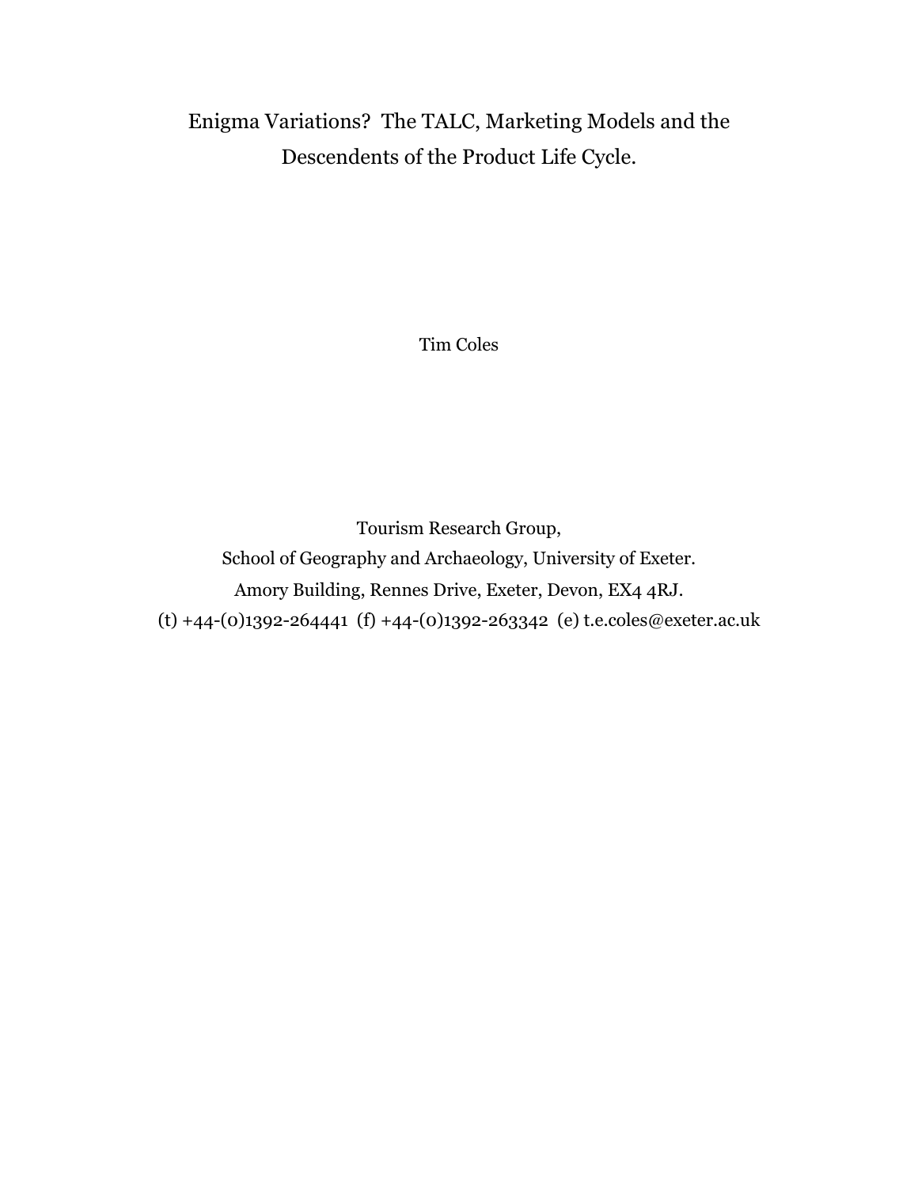# Enigma Variations? The TALC, Marketing Models and the Descendents of the Product Life Cycle.

Tim Coles

Tourism Research Group,
School of Geography and Archaeology, University of Exeter.
Amory Building, Rennes Drive, Exeter, Devon, EX4 4RJ.
(t) +44-(0)1392-264441 (f) +44-(0)1392-263342 (e) t.e.coles@exeter.ac.uk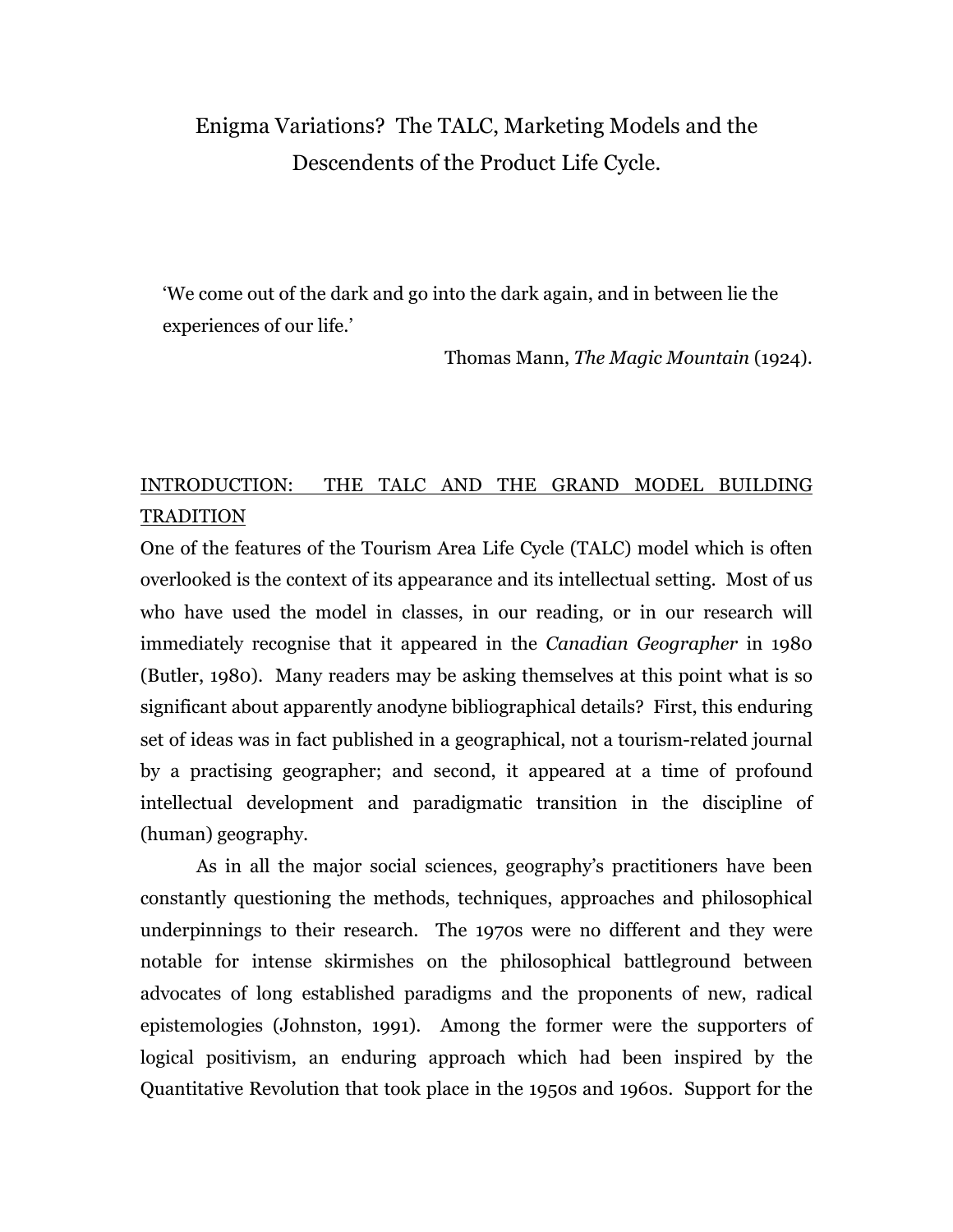# Enigma Variations? The TALC, Marketing Models and the Descendents of the Product Life Cycle.

> 'We come out of the dark and go into the dark again, and in between lie the experiences of our life.'
>
> Thomas Mann, *The Magic Mountain* (1924).

## INTRODUCTION: THE TALC AND THE GRAND MODEL BUILDING TRADITION

One of the features of the Tourism Area Life Cycle (TALC) model which is often overlooked is the context of its appearance and its intellectual setting. Most of us who have used the model in classes, in our reading, or in our research will immediately recognise that it appeared in the *Canadian Geographer* in 1980 (Butler, 1980). Many readers may be asking themselves at this point what is so significant about apparently anodyne bibliographical details? First, this enduring set of ideas was in fact published in a geographical, not a tourism-related journal by a practising geographer; and second, it appeared at a time of profound intellectual development and paradigmatic transition in the discipline of (human) geography.

As in all the major social sciences, geography's practitioners have been constantly questioning the methods, techniques, approaches and philosophical underpinnings to their research. The 1970s were no different and they were notable for intense skirmishes on the philosophical battleground between advocates of long established paradigms and the proponents of new, radical epistemologies (Johnston, 1991). Among the former were the supporters of logical positivism, an enduring approach which had been inspired by the Quantitative Revolution that took place in the 1950s and 1960s. Support for the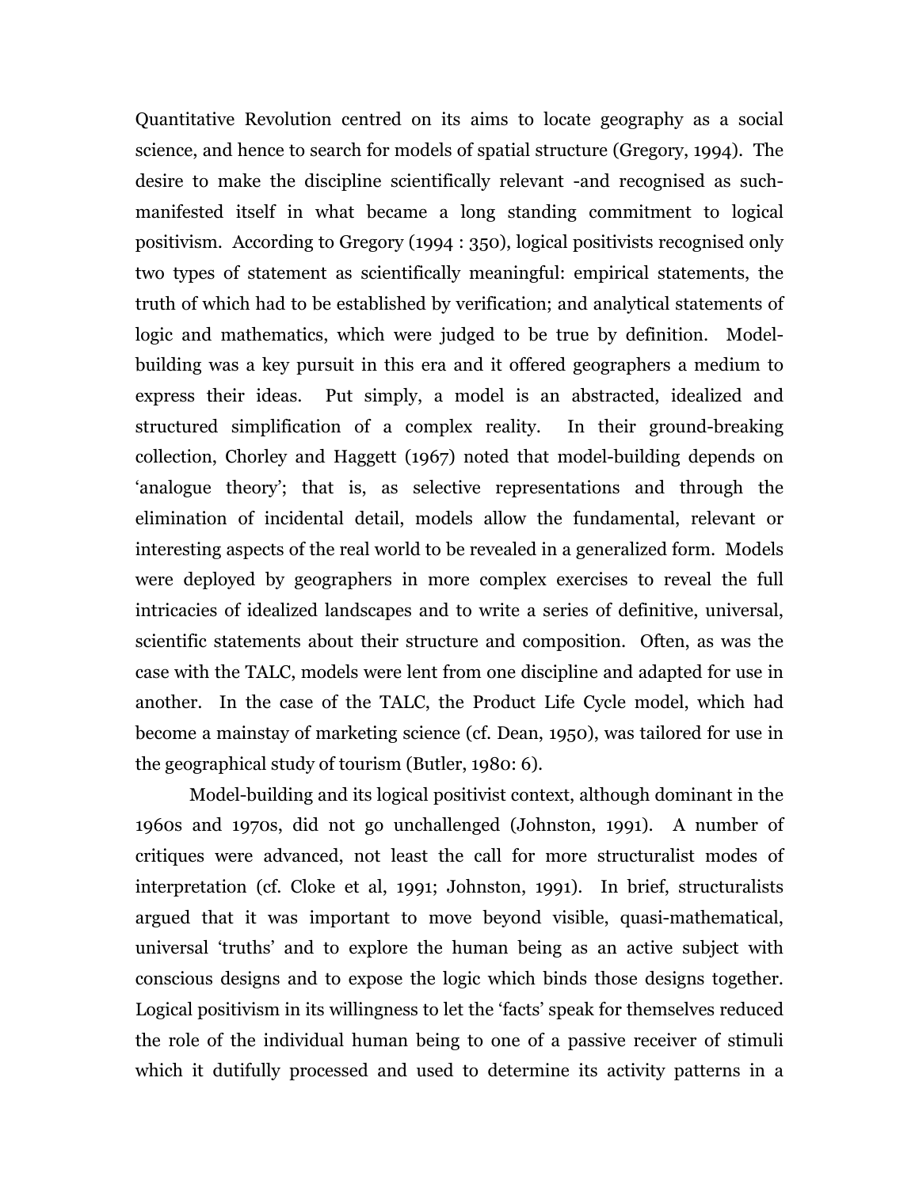Quantitative Revolution centred on its aims to locate geography as a social science, and hence to search for models of spatial structure (Gregory, 1994). The desire to make the discipline scientifically relevant -and recognised as such- manifested itself in what became a long standing commitment to logical positivism. According to Gregory (1994 : 350), logical positivists recognised only two types of statement as scientifically meaningful: empirical statements, the truth of which had to be established by verification; and analytical statements of logic and mathematics, which were judged to be true by definition. Model-building was a key pursuit in this era and it offered geographers a medium to express their ideas. Put simply, a model is an abstracted, idealized and structured simplification of a complex reality. In their ground-breaking collection, Chorley and Haggett (1967) noted that model-building depends on 'analogue theory'; that is, as selective representations and through the elimination of incidental detail, models allow the fundamental, relevant or interesting aspects of the real world to be revealed in a generalized form. Models were deployed by geographers in more complex exercises to reveal the full intricacies of idealized landscapes and to write a series of definitive, universal, scientific statements about their structure and composition. Often, as was the case with the TALC, models were lent from one discipline and adapted for use in another. In the case of the TALC, the Product Life Cycle model, which had become a mainstay of marketing science (cf. Dean, 1950), was tailored for use in the geographical study of tourism (Butler, 1980: 6).

Model-building and its logical positivist context, although dominant in the 1960s and 1970s, did not go unchallenged (Johnston, 1991). A number of critiques were advanced, not least the call for more structuralist modes of interpretation (cf. Cloke et al, 1991; Johnston, 1991). In brief, structuralists argued that it was important to move beyond visible, quasi-mathematical, universal 'truths' and to explore the human being as an active subject with conscious designs and to expose the logic which binds those designs together. Logical positivism in its willingness to let the 'facts' speak for themselves reduced the role of the individual human being to one of a passive receiver of stimuli which it dutifully processed and used to determine its activity patterns in a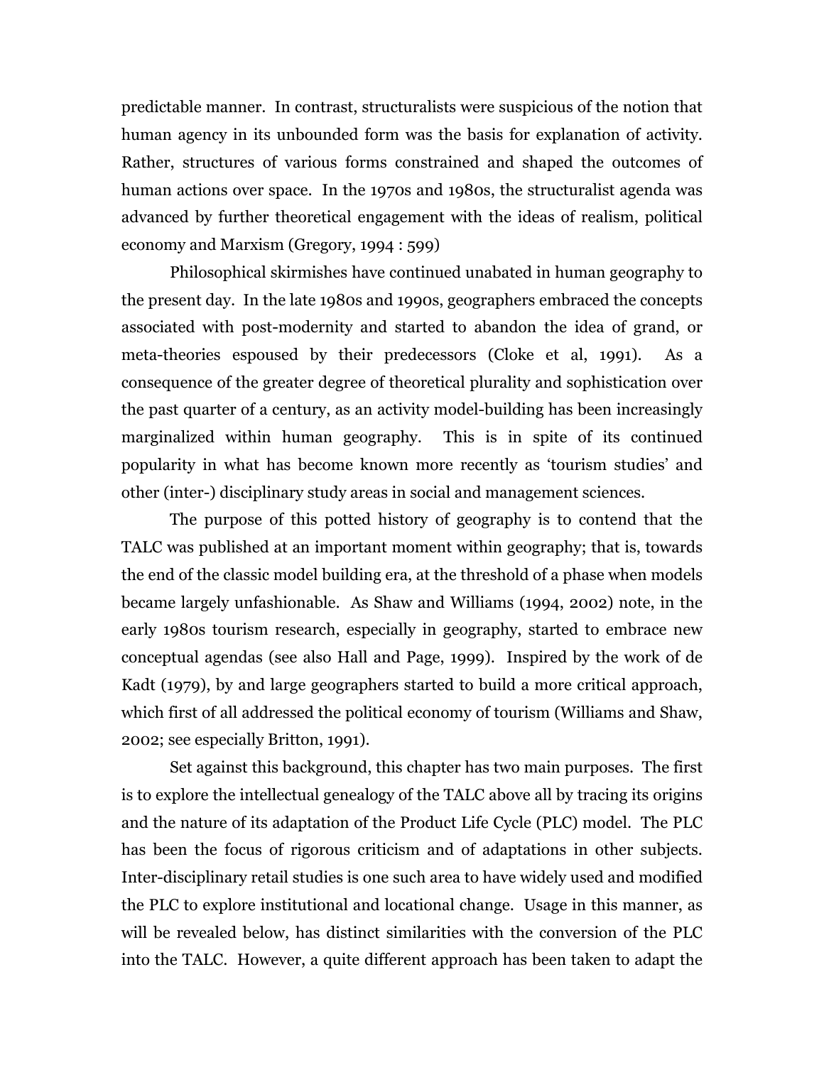predictable manner. In contrast, structuralists were suspicious of the notion that human agency in its unbounded form was the basis for explanation of activity. Rather, structures of various forms constrained and shaped the outcomes of human actions over space. In the 1970s and 1980s, the structuralist agenda was advanced by further theoretical engagement with the ideas of realism, political economy and Marxism (Gregory, 1994 : 599)

Philosophical skirmishes have continued unabated in human geography to the present day. In the late 1980s and 1990s, geographers embraced the concepts associated with post-modernity and started to abandon the idea of grand, or meta-theories espoused by their predecessors (Cloke et al, 1991). As a consequence of the greater degree of theoretical plurality and sophistication over the past quarter of a century, as an activity model-building has been increasingly marginalized within human geography. This is in spite of its continued popularity in what has become known more recently as 'tourism studies' and other (inter-) disciplinary study areas in social and management sciences.

The purpose of this potted history of geography is to contend that the TALC was published at an important moment within geography; that is, towards the end of the classic model building era, at the threshold of a phase when models became largely unfashionable. As Shaw and Williams (1994, 2002) note, in the early 1980s tourism research, especially in geography, started to embrace new conceptual agendas (see also Hall and Page, 1999). Inspired by the work of de Kadt (1979), by and large geographers started to build a more critical approach, which first of all addressed the political economy of tourism (Williams and Shaw, 2002; see especially Britton, 1991).

Set against this background, this chapter has two main purposes. The first is to explore the intellectual genealogy of the TALC above all by tracing its origins and the nature of its adaptation of the Product Life Cycle (PLC) model. The PLC has been the focus of rigorous criticism and of adaptations in other subjects. Inter-disciplinary retail studies is one such area to have widely used and modified the PLC to explore institutional and locational change. Usage in this manner, as will be revealed below, has distinct similarities with the conversion of the PLC into the TALC. However, a quite different approach has been taken to adapt the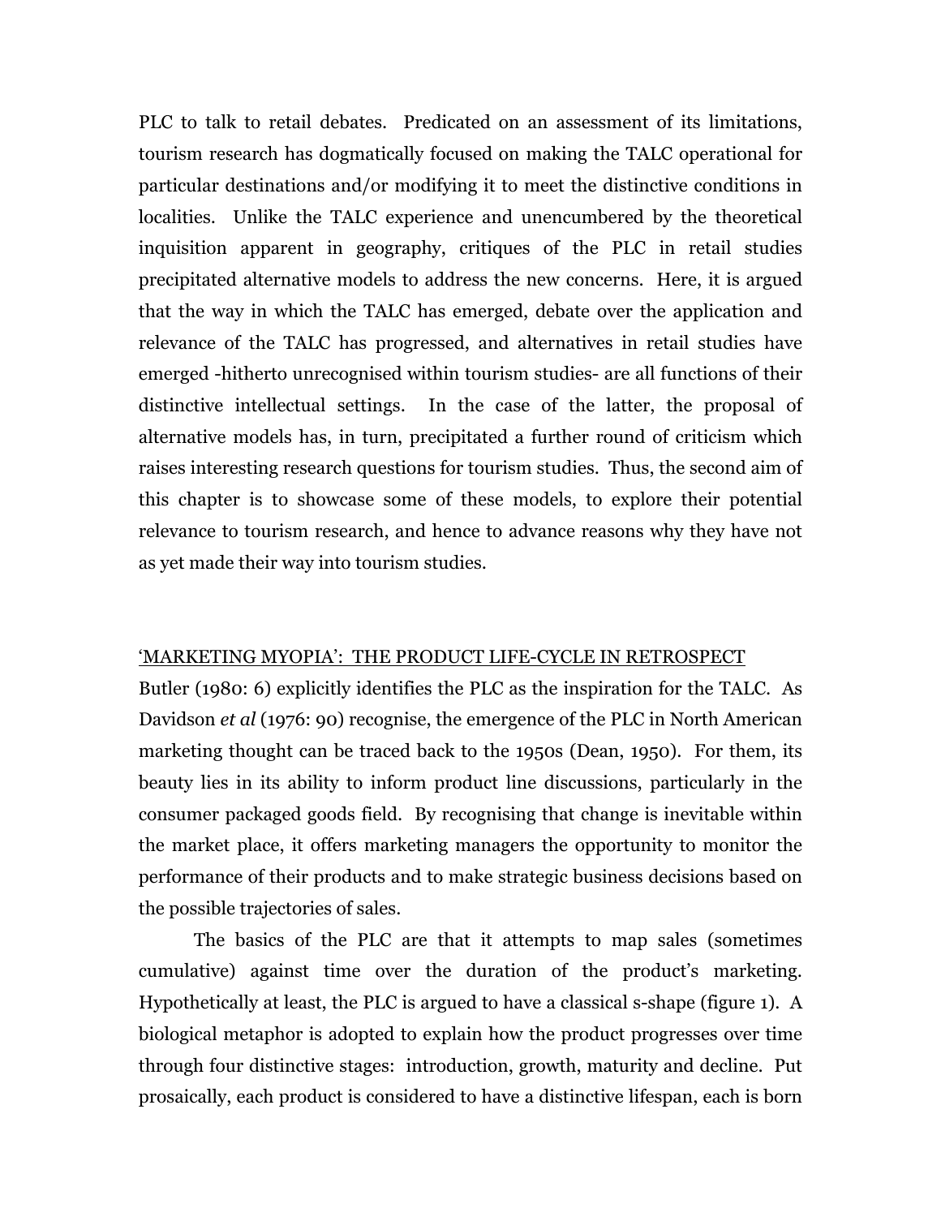PLC to talk to retail debates. Predicated on an assessment of its limitations, tourism research has dogmatically focused on making the TALC operational for particular destinations and/or modifying it to meet the distinctive conditions in localities. Unlike the TALC experience and unencumbered by the theoretical inquisition apparent in geography, critiques of the PLC in retail studies precipitated alternative models to address the new concerns. Here, it is argued that the way in which the TALC has emerged, debate over the application and relevance of the TALC has progressed, and alternatives in retail studies have emerged -hitherto unrecognised within tourism studies- are all functions of their distinctive intellectual settings. In the case of the latter, the proposal of alternative models has, in turn, precipitated a further round of criticism which raises interesting research questions for tourism studies. Thus, the second aim of this chapter is to showcase some of these models, to explore their potential relevance to tourism research, and hence to advance reasons why they have not as yet made their way into tourism studies.

## ‘MARKETING MYOPIA’: THE PRODUCT LIFE-CYCLE IN RETROSPECT

Butler (1980: 6) explicitly identifies the PLC as the inspiration for the TALC. As Davidson *et al* (1976: 90) recognise, the emergence of the PLC in North American marketing thought can be traced back to the 1950s (Dean, 1950). For them, its beauty lies in its ability to inform product line discussions, particularly in the consumer packaged goods field. By recognising that change is inevitable within the market place, it offers marketing managers the opportunity to monitor the performance of their products and to make strategic business decisions based on the possible trajectories of sales.

The basics of the PLC are that it attempts to map sales (sometimes cumulative) against time over the duration of the product’s marketing. Hypothetically at least, the PLC is argued to have a classical s-shape (figure 1). A biological metaphor is adopted to explain how the product progresses over time through four distinctive stages: introduction, growth, maturity and decline. Put prosaically, each product is considered to have a distinctive lifespan, each is born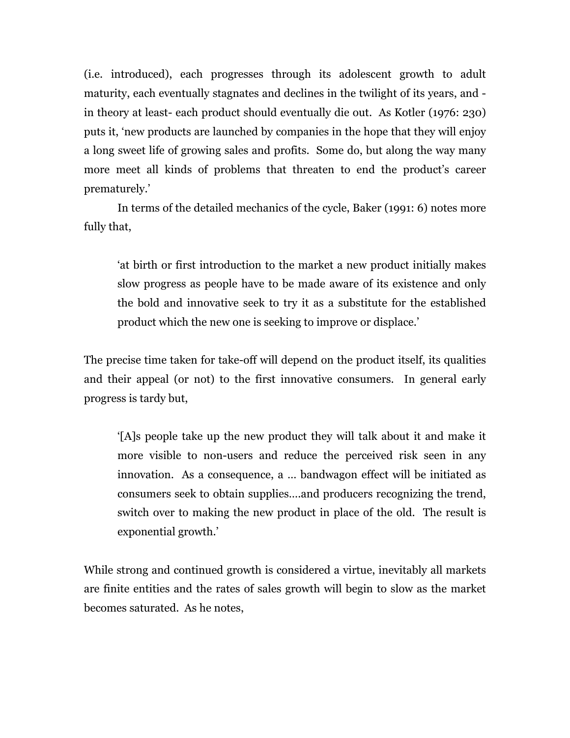(i.e. introduced), each progresses through its adolescent growth to adult maturity, each eventually stagnates and declines in the twilight of its years, and - in theory at least- each product should eventually die out. As Kotler (1976: 230) puts it, 'new products are launched by companies in the hope that they will enjoy a long sweet life of growing sales and profits. Some do, but along the way many more meet all kinds of problems that threaten to end the product's career prematurely.'

In terms of the detailed mechanics of the cycle, Baker (1991: 6) notes more fully that,

> 'at birth or first introduction to the market a new product initially makes slow progress as people have to be made aware of its existence and only the bold and innovative seek to try it as a substitute for the established product which the new one is seeking to improve or displace.'

The precise time taken for take-off will depend on the product itself, its qualities and their appeal (or not) to the first innovative consumers. In general early progress is tardy but,

> '[A]s people take up the new product they will talk about it and make it more visible to non-users and reduce the perceived risk seen in any innovation. As a consequence, a ... bandwagon effect will be initiated as consumers seek to obtain supplies....and producers recognizing the trend, switch over to making the new product in place of the old. The result is exponential growth.'

While strong and continued growth is considered a virtue, inevitably all markets are finite entities and the rates of sales growth will begin to slow as the market becomes saturated. As he notes,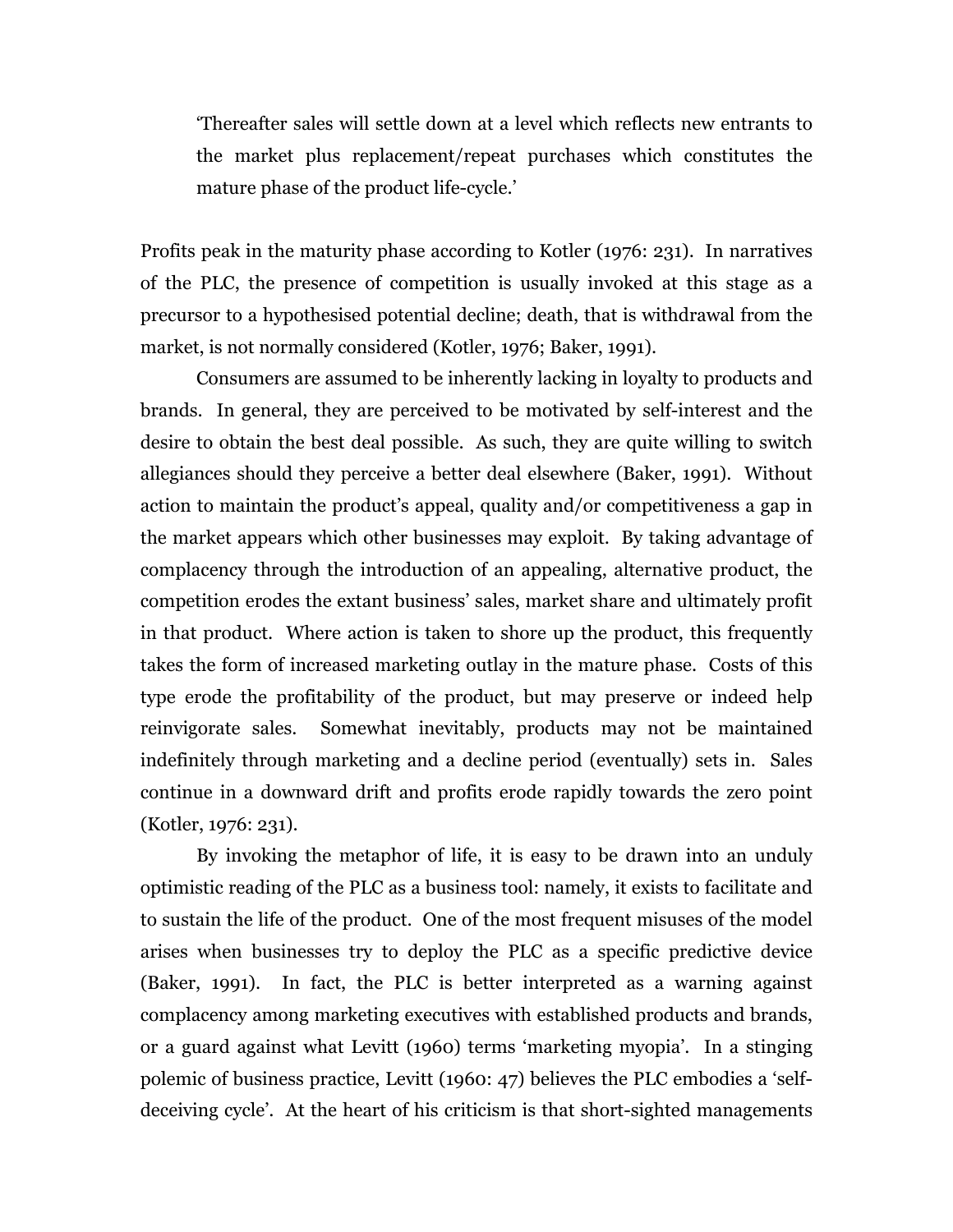> 'Thereafter sales will settle down at a level which reflects new entrants to the market plus replacement/repeat purchases which constitutes the mature phase of the product life-cycle.'

Profits peak in the maturity phase according to Kotler (1976: 231). In narratives of the PLC, the presence of competition is usually invoked at this stage as a precursor to a hypothesised potential decline; death, that is withdrawal from the market, is not normally considered (Kotler, 1976; Baker, 1991).

Consumers are assumed to be inherently lacking in loyalty to products and brands. In general, they are perceived to be motivated by self-interest and the desire to obtain the best deal possible. As such, they are quite willing to switch allegiances should they perceive a better deal elsewhere (Baker, 1991). Without action to maintain the product's appeal, quality and/or competitiveness a gap in the market appears which other businesses may exploit. By taking advantage of complacency through the introduction of an appealing, alternative product, the competition erodes the extant business' sales, market share and ultimately profit in that product. Where action is taken to shore up the product, this frequently takes the form of increased marketing outlay in the mature phase. Costs of this type erode the profitability of the product, but may preserve or indeed help reinvigorate sales. Somewhat inevitably, products may not be maintained indefinitely through marketing and a decline period (eventually) sets in. Sales continue in a downward drift and profits erode rapidly towards the zero point (Kotler, 1976: 231).

By invoking the metaphor of life, it is easy to be drawn into an unduly optimistic reading of the PLC as a business tool: namely, it exists to facilitate and to sustain the life of the product. One of the most frequent misuses of the model arises when businesses try to deploy the PLC as a specific predictive device (Baker, 1991). In fact, the PLC is better interpreted as a warning against complacency among marketing executives with established products and brands, or a guard against what Levitt (1960) terms 'marketing myopia'. In a stinging polemic of business practice, Levitt (1960: 47) believes the PLC embodies a 'self-deceiving cycle'. At the heart of his criticism is that short-sighted managements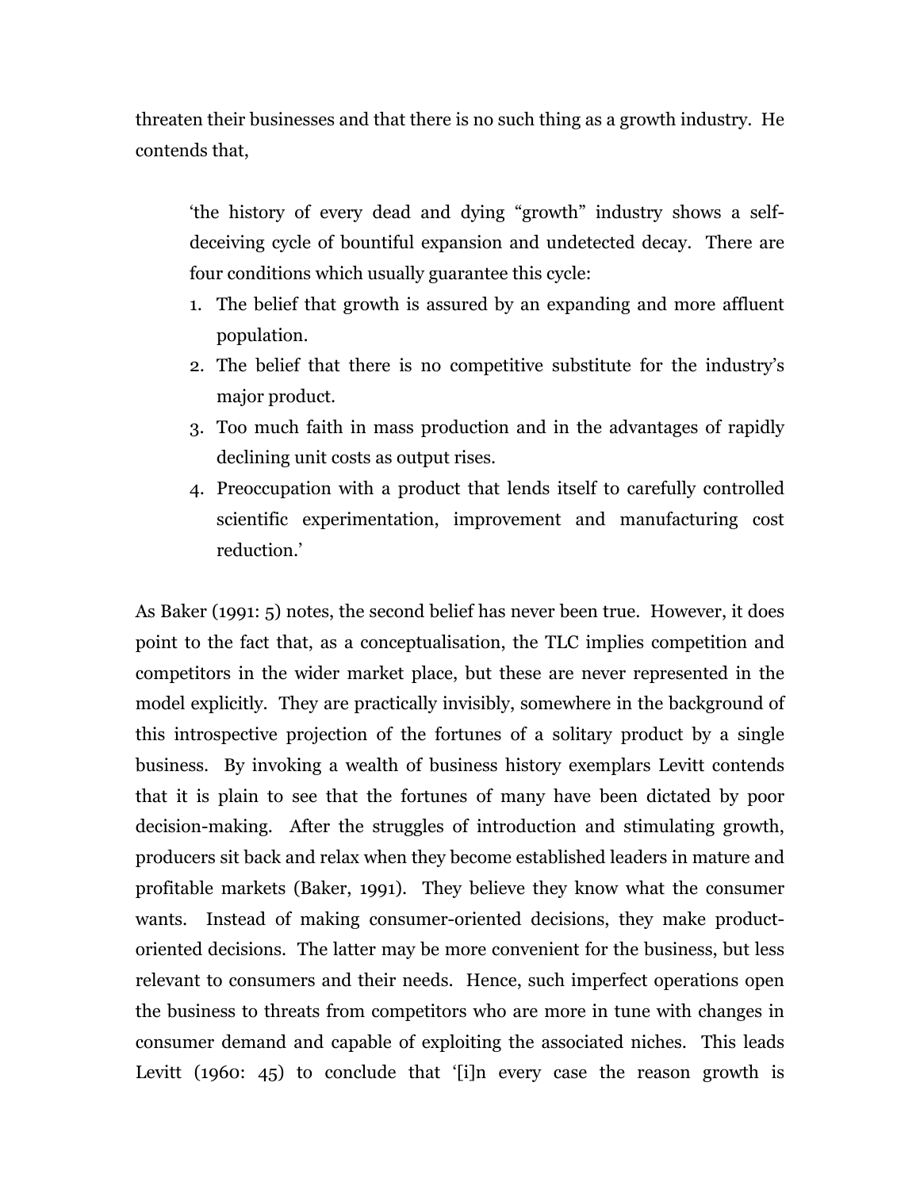threaten their businesses and that there is no such thing as a growth industry. He contends that,

> 'the history of every dead and dying "growth" industry shows a self-deceiving cycle of bountiful expansion and undetected decay. There are four conditions which usually guarantee this cycle:
>
> 1. The belief that growth is assured by an expanding and more affluent population.
> 2. The belief that there is no competitive substitute for the industry's major product.
> 3. Too much faith in mass production and in the advantages of rapidly declining unit costs as output rises.
> 4. Preoccupation with a product that lends itself to carefully controlled scientific experimentation, improvement and manufacturing cost reduction.'

As Baker (1991: 5) notes, the second belief has never been true. However, it does point to the fact that, as a conceptualisation, the TLC implies competition and competitors in the wider market place, but these are never represented in the model explicitly. They are practically invisibly, somewhere in the background of this introspective projection of the fortunes of a solitary product by a single business. By invoking a wealth of business history exemplars Levitt contends that it is plain to see that the fortunes of many have been dictated by poor decision-making. After the struggles of introduction and stimulating growth, producers sit back and relax when they become established leaders in mature and profitable markets (Baker, 1991). They believe they know what the consumer wants. Instead of making consumer-oriented decisions, they make product-oriented decisions. The latter may be more convenient for the business, but less relevant to consumers and their needs. Hence, such imperfect operations open the business to threats from competitors who are more in tune with changes in consumer demand and capable of exploiting the associated niches. This leads Levitt (1960: 45) to conclude that '[i]n every case the reason growth is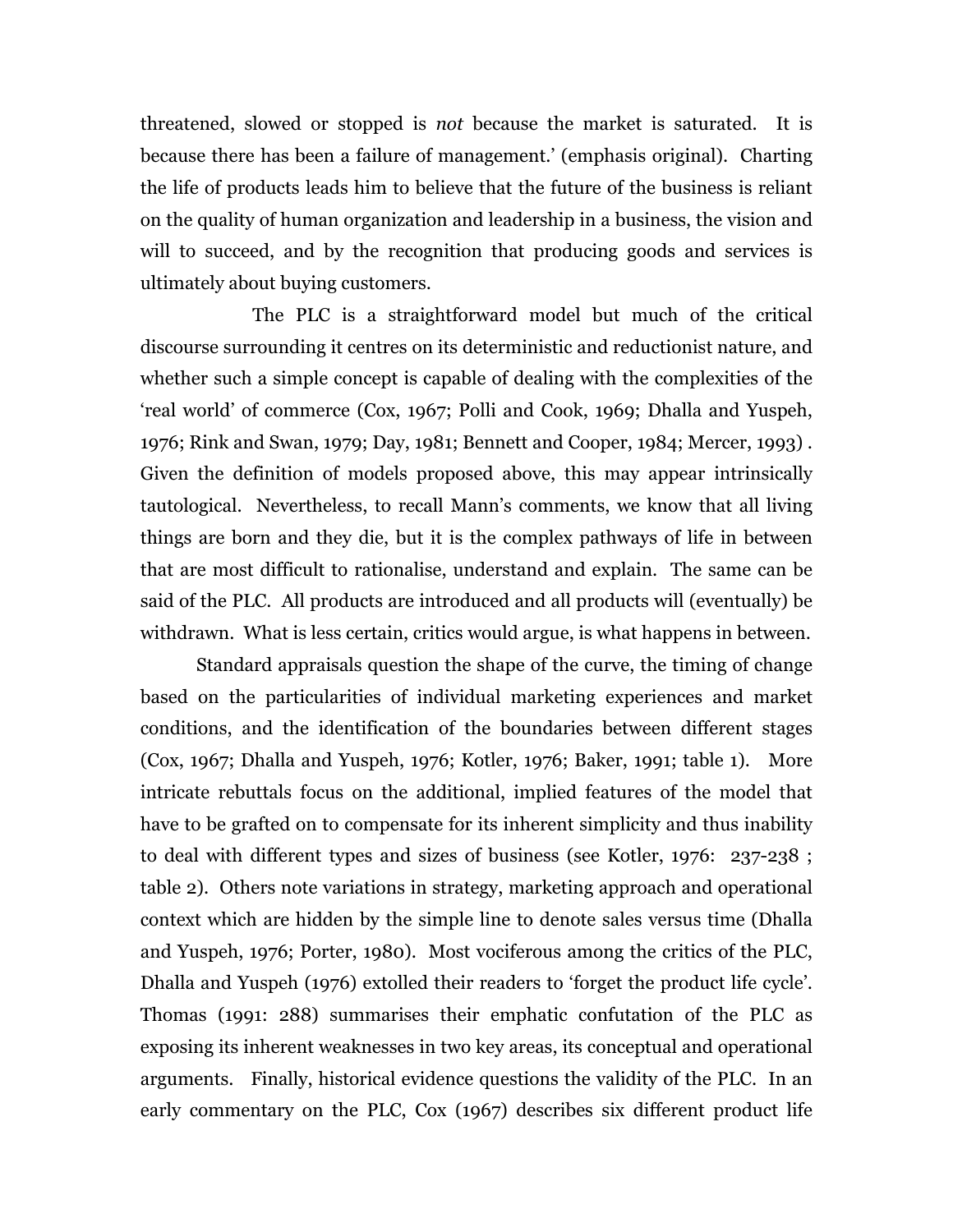threatened, slowed or stopped is *not* because the market is saturated. It is because there has been a failure of management.' (emphasis original). Charting the life of products leads him to believe that the future of the business is reliant on the quality of human organization and leadership in a business, the vision and will to succeed, and by the recognition that producing goods and services is ultimately about buying customers.

The PLC is a straightforward model but much of the critical discourse surrounding it centres on its deterministic and reductionist nature, and whether such a simple concept is capable of dealing with the complexities of the 'real world' of commerce (Cox, 1967; Polli and Cook, 1969; Dhalla and Yuspeh, 1976; Rink and Swan, 1979; Day, 1981; Bennett and Cooper, 1984; Mercer, 1993) . Given the definition of models proposed above, this may appear intrinsically tautological. Nevertheless, to recall Mann's comments, we know that all living things are born and they die, but it is the complex pathways of life in between that are most difficult to rationalise, understand and explain. The same can be said of the PLC. All products are introduced and all products will (eventually) be withdrawn. What is less certain, critics would argue, is what happens in between.

Standard appraisals question the shape of the curve, the timing of change based on the particularities of individual marketing experiences and market conditions, and the identification of the boundaries between different stages (Cox, 1967; Dhalla and Yuspeh, 1976; Kotler, 1976; Baker, 1991; table 1). More intricate rebuttals focus on the additional, implied features of the model that have to be grafted on to compensate for its inherent simplicity and thus inability to deal with different types and sizes of business (see Kotler, 1976: 237-238 ; table 2). Others note variations in strategy, marketing approach and operational context which are hidden by the simple line to denote sales versus time (Dhalla and Yuspeh, 1976; Porter, 1980). Most vociferous among the critics of the PLC, Dhalla and Yuspeh (1976) extolled their readers to 'forget the product life cycle'. Thomas (1991: 288) summarises their emphatic confutation of the PLC as exposing its inherent weaknesses in two key areas, its conceptual and operational arguments. Finally, historical evidence questions the validity of the PLC. In an early commentary on the PLC, Cox (1967) describes six different product life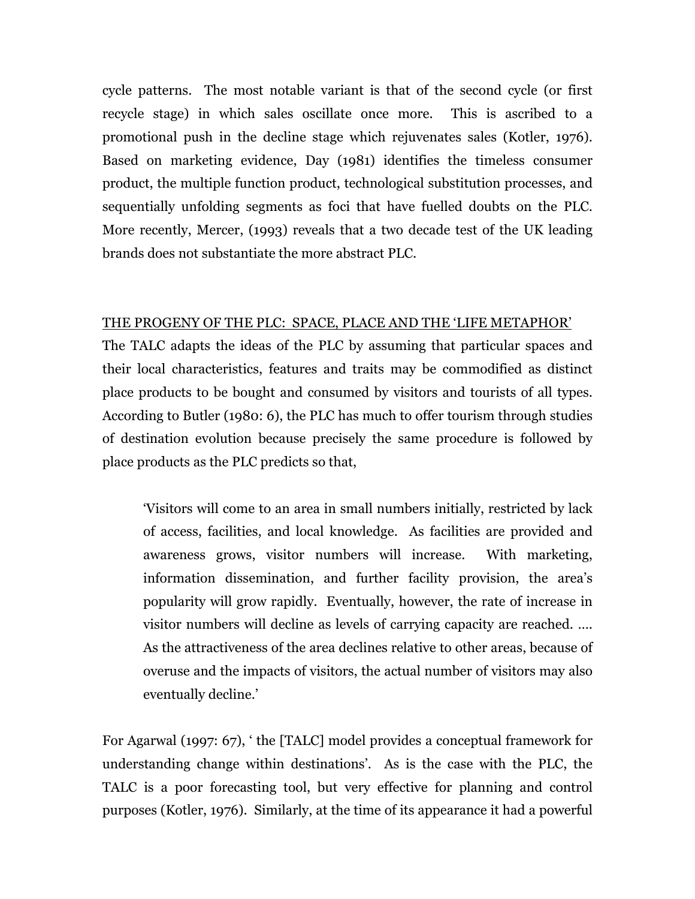cycle patterns. The most notable variant is that of the second cycle (or first recycle stage) in which sales oscillate once more. This is ascribed to a promotional push in the decline stage which rejuvenates sales (Kotler, 1976). Based on marketing evidence, Day (1981) identifies the timeless consumer product, the multiple function product, technological substitution processes, and sequentially unfolding segments as foci that have fuelled doubts on the PLC. More recently, Mercer, (1993) reveals that a two decade test of the UK leading brands does not substantiate the more abstract PLC.

## THE PROGENY OF THE PLC: SPACE, PLACE AND THE 'LIFE METAPHOR'

The TALC adapts the ideas of the PLC by assuming that particular spaces and their local characteristics, features and traits may be commodified as distinct place products to be bought and consumed by visitors and tourists of all types. According to Butler (1980: 6), the PLC has much to offer tourism through studies of destination evolution because precisely the same procedure is followed by place products as the PLC predicts so that,

> 'Visitors will come to an area in small numbers initially, restricted by lack of access, facilities, and local knowledge. As facilities are provided and awareness grows, visitor numbers will increase. With marketing, information dissemination, and further facility provision, the area's popularity will grow rapidly. Eventually, however, the rate of increase in visitor numbers will decline as levels of carrying capacity are reached. …. As the attractiveness of the area declines relative to other areas, because of overuse and the impacts of visitors, the actual number of visitors may also eventually decline.'

For Agarwal (1997: 67), ' the [TALC] model provides a conceptual framework for understanding change within destinations'. As is the case with the PLC, the TALC is a poor forecasting tool, but very effective for planning and control purposes (Kotler, 1976). Similarly, at the time of its appearance it had a powerful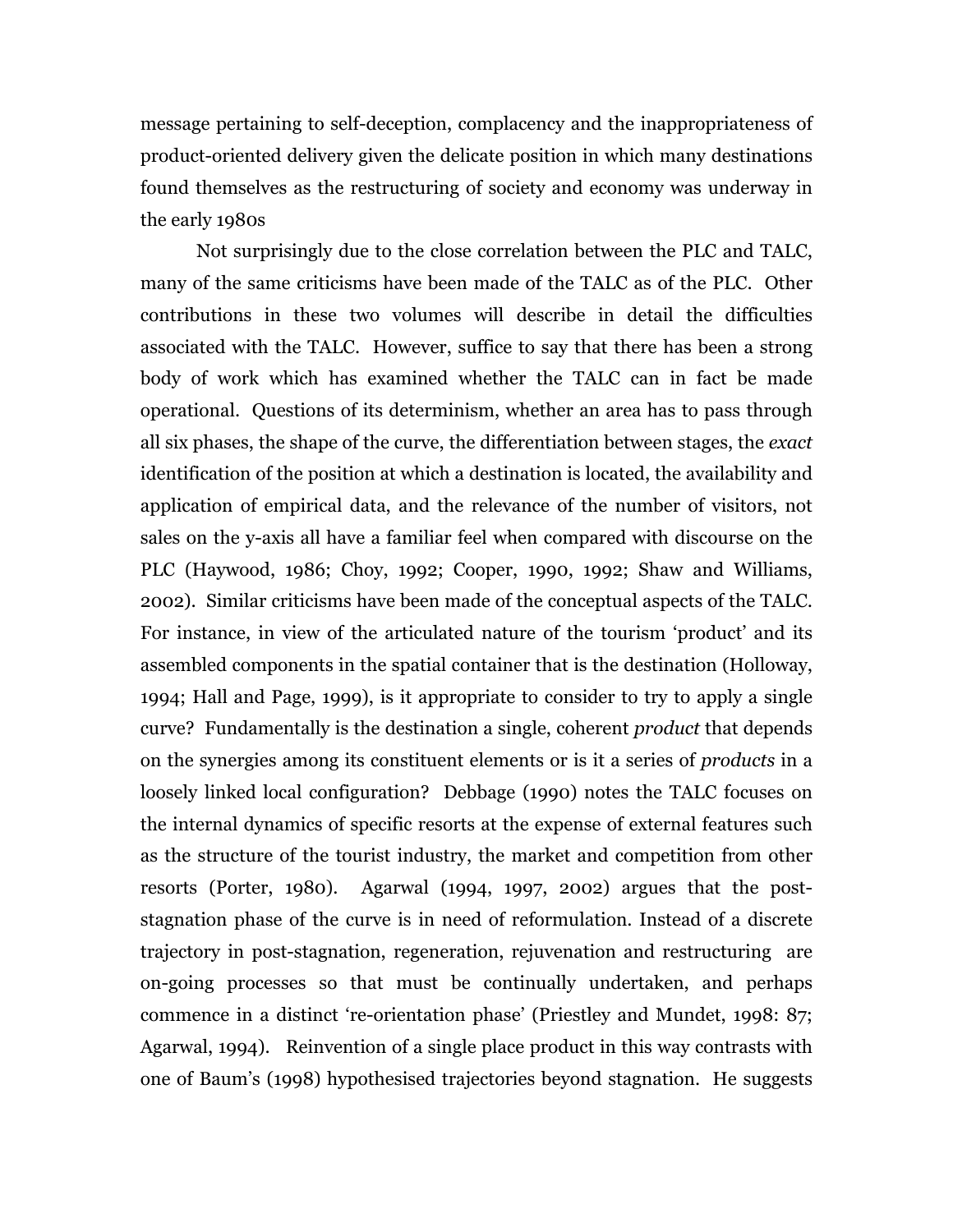message pertaining to self-deception, complacency and the inappropriateness of product-oriented delivery given the delicate position in which many destinations found themselves as the restructuring of society and economy was underway in the early 1980s

Not surprisingly due to the close correlation between the PLC and TALC, many of the same criticisms have been made of the TALC as of the PLC. Other contributions in these two volumes will describe in detail the difficulties associated with the TALC. However, suffice to say that there has been a strong body of work which has examined whether the TALC can in fact be made operational. Questions of its determinism, whether an area has to pass through all six phases, the shape of the curve, the differentiation between stages, the *exact* identification of the position at which a destination is located, the availability and application of empirical data, and the relevance of the number of visitors, not sales on the y-axis all have a familiar feel when compared with discourse on the PLC (Haywood, 1986; Choy, 1992; Cooper, 1990, 1992; Shaw and Williams, 2002). Similar criticisms have been made of the conceptual aspects of the TALC. For instance, in view of the articulated nature of the tourism 'product' and its assembled components in the spatial container that is the destination (Holloway, 1994; Hall and Page, 1999), is it appropriate to consider to try to apply a single curve? Fundamentally is the destination a single, coherent *product* that depends on the synergies among its constituent elements or is it a series of *products* in a loosely linked local configuration? Debbage (1990) notes the TALC focuses on the internal dynamics of specific resorts at the expense of external features such as the structure of the tourist industry, the market and competition from other resorts (Porter, 1980). Agarwal (1994, 1997, 2002) argues that the post-stagnation phase of the curve is in need of reformulation. Instead of a discrete trajectory in post-stagnation, regeneration, rejuvenation and restructuring are on-going processes so that must be continually undertaken, and perhaps commence in a distinct 're-orientation phase' (Priestley and Mundet, 1998: 87; Agarwal, 1994). Reinvention of a single place product in this way contrasts with one of Baum's (1998) hypothesised trajectories beyond stagnation. He suggests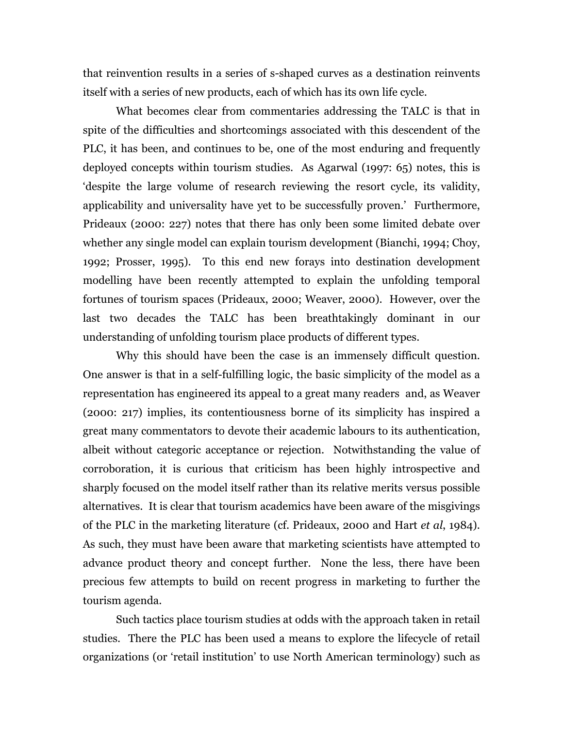that reinvention results in a series of s-shaped curves as a destination reinvents itself with a series of new products, each of which has its own life cycle.

What becomes clear from commentaries addressing the TALC is that in spite of the difficulties and shortcomings associated with this descendent of the PLC, it has been, and continues to be, one of the most enduring and frequently deployed concepts within tourism studies. As Agarwal (1997: 65) notes, this is 'despite the large volume of research reviewing the resort cycle, its validity, applicability and universality have yet to be successfully proven.' Furthermore, Prideaux (2000: 227) notes that there has only been some limited debate over whether any single model can explain tourism development (Bianchi, 1994; Choy, 1992; Prosser, 1995). To this end new forays into destination development modelling have been recently attempted to explain the unfolding temporal fortunes of tourism spaces (Prideaux, 2000; Weaver, 2000). However, over the last two decades the TALC has been breathtakingly dominant in our understanding of unfolding tourism place products of different types.

Why this should have been the case is an immensely difficult question. One answer is that in a self-fulfilling logic, the basic simplicity of the model as a representation has engineered its appeal to a great many readers and, as Weaver (2000: 217) implies, its contentiousness borne of its simplicity has inspired a great many commentators to devote their academic labours to its authentication, albeit without categoric acceptance or rejection. Notwithstanding the value of corroboration, it is curious that criticism has been highly introspective and sharply focused on the model itself rather than its relative merits versus possible alternatives. It is clear that tourism academics have been aware of the misgivings of the PLC in the marketing literature (cf. Prideaux, 2000 and Hart *et al*, 1984). As such, they must have been aware that marketing scientists have attempted to advance product theory and concept further. None the less, there have been precious few attempts to build on recent progress in marketing to further the tourism agenda.

Such tactics place tourism studies at odds with the approach taken in retail studies. There the PLC has been used a means to explore the lifecycle of retail organizations (or 'retail institution' to use North American terminology) such as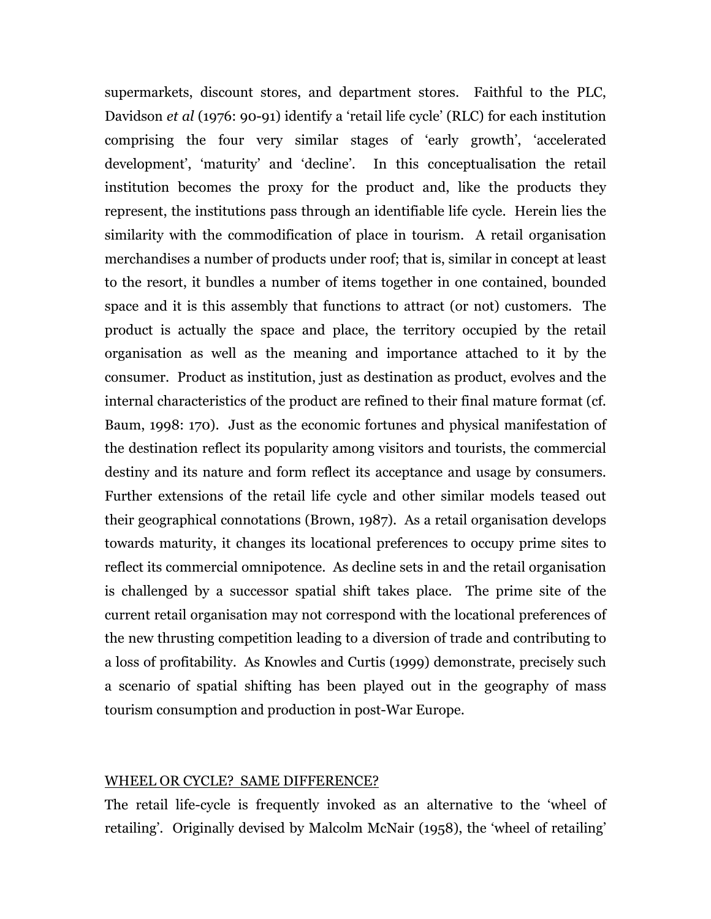supermarkets, discount stores, and department stores. Faithful to the PLC, Davidson *et al* (1976: 90-91) identify a 'retail life cycle' (RLC) for each institution comprising the four very similar stages of 'early growth', 'accelerated development', 'maturity' and 'decline'. In this conceptualisation the retail institution becomes the proxy for the product and, like the products they represent, the institutions pass through an identifiable life cycle. Herein lies the similarity with the commodification of place in tourism. A retail organisation merchandises a number of products under roof; that is, similar in concept at least to the resort, it bundles a number of items together in one contained, bounded space and it is this assembly that functions to attract (or not) customers. The product is actually the space and place, the territory occupied by the retail organisation as well as the meaning and importance attached to it by the consumer. Product as institution, just as destination as product, evolves and the internal characteristics of the product are refined to their final mature format (cf. Baum, 1998: 170). Just as the economic fortunes and physical manifestation of the destination reflect its popularity among visitors and tourists, the commercial destiny and its nature and form reflect its acceptance and usage by consumers. Further extensions of the retail life cycle and other similar models teased out their geographical connotations (Brown, 1987). As a retail organisation develops towards maturity, it changes its locational preferences to occupy prime sites to reflect its commercial omnipotence. As decline sets in and the retail organisation is challenged by a successor spatial shift takes place. The prime site of the current retail organisation may not correspond with the locational preferences of the new thrusting competition leading to a diversion of trade and contributing to a loss of profitability. As Knowles and Curtis (1999) demonstrate, precisely such a scenario of spatial shifting has been played out in the geography of mass tourism consumption and production in post-War Europe.

## WHEEL OR CYCLE? SAME DIFFERENCE?

The retail life-cycle is frequently invoked as an alternative to the 'wheel of retailing'. Originally devised by Malcolm McNair (1958), the 'wheel of retailing'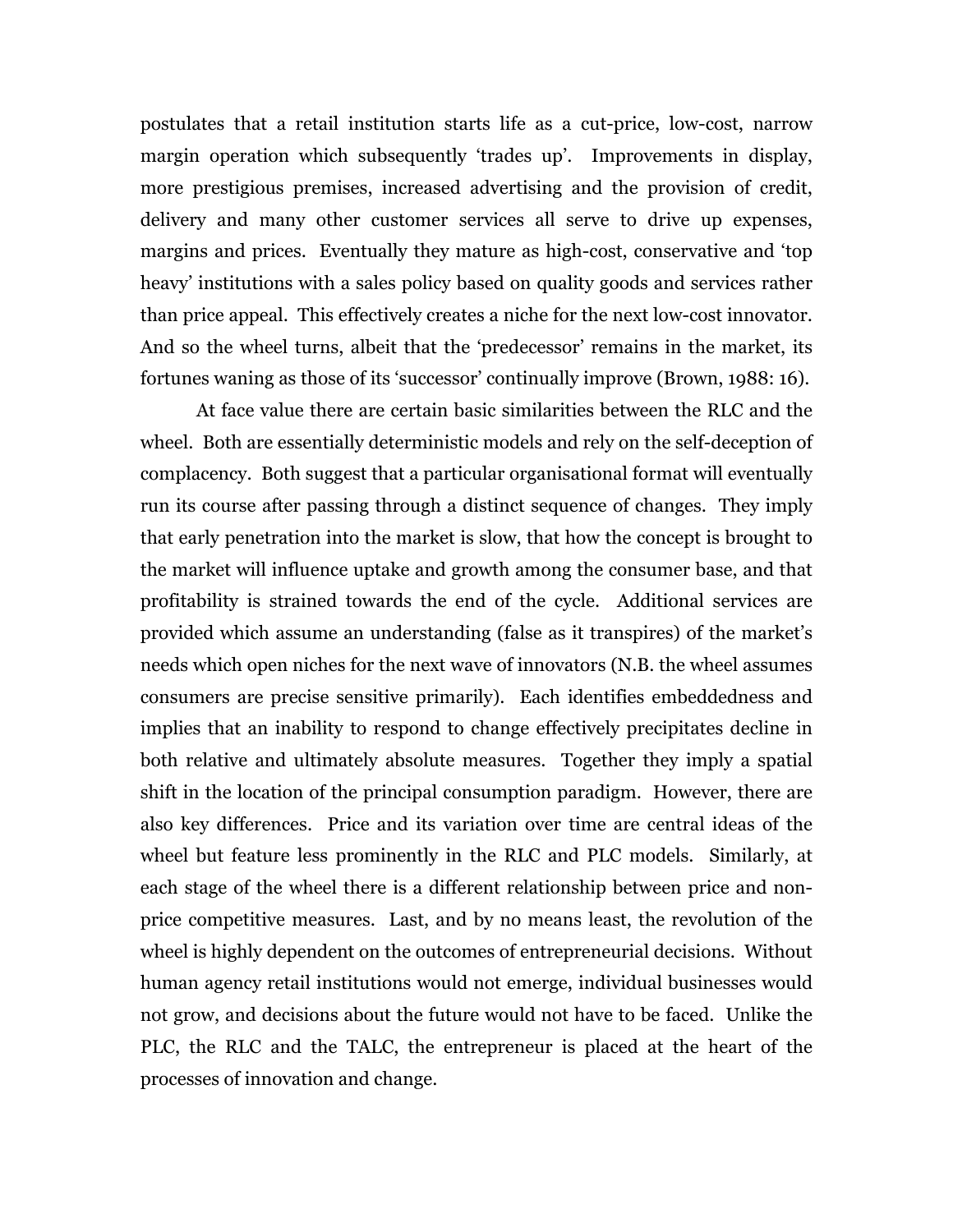postulates that a retail institution starts life as a cut-price, low-cost, narrow margin operation which subsequently 'trades up'. Improvements in display, more prestigious premises, increased advertising and the provision of credit, delivery and many other customer services all serve to drive up expenses, margins and prices. Eventually they mature as high-cost, conservative and 'top heavy' institutions with a sales policy based on quality goods and services rather than price appeal. This effectively creates a niche for the next low-cost innovator. And so the wheel turns, albeit that the 'predecessor' remains in the market, its fortunes waning as those of its 'successor' continually improve (Brown, 1988: 16).

At face value there are certain basic similarities between the RLC and the wheel. Both are essentially deterministic models and rely on the self-deception of complacency. Both suggest that a particular organisational format will eventually run its course after passing through a distinct sequence of changes. They imply that early penetration into the market is slow, that how the concept is brought to the market will influence uptake and growth among the consumer base, and that profitability is strained towards the end of the cycle. Additional services are provided which assume an understanding (false as it transpires) of the market's needs which open niches for the next wave of innovators (N.B. the wheel assumes consumers are precise sensitive primarily). Each identifies embeddedness and implies that an inability to respond to change effectively precipitates decline in both relative and ultimately absolute measures. Together they imply a spatial shift in the location of the principal consumption paradigm. However, there are also key differences. Price and its variation over time are central ideas of the wheel but feature less prominently in the RLC and PLC models. Similarly, at each stage of the wheel there is a different relationship between price and non-price competitive measures. Last, and by no means least, the revolution of the wheel is highly dependent on the outcomes of entrepreneurial decisions. Without human agency retail institutions would not emerge, individual businesses would not grow, and decisions about the future would not have to be faced. Unlike the PLC, the RLC and the TALC, the entrepreneur is placed at the heart of the processes of innovation and change.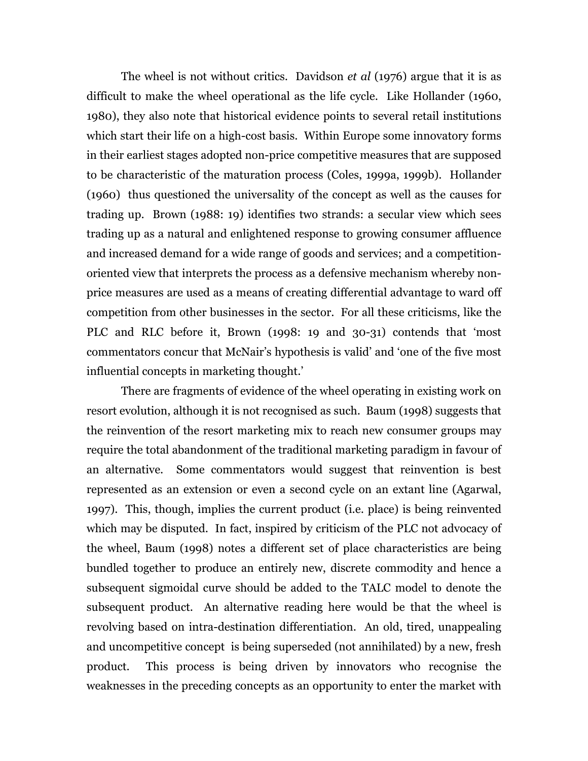The wheel is not without critics. Davidson *et al* (1976) argue that it is as difficult to make the wheel operational as the life cycle. Like Hollander (1960, 1980), they also note that historical evidence points to several retail institutions which start their life on a high-cost basis. Within Europe some innovatory forms in their earliest stages adopted non-price competitive measures that are supposed to be characteristic of the maturation process (Coles, 1999a, 1999b). Hollander (1960) thus questioned the universality of the concept as well as the causes for trading up. Brown (1988: 19) identifies two strands: a secular view which sees trading up as a natural and enlightened response to growing consumer affluence and increased demand for a wide range of goods and services; and a competition-oriented view that interprets the process as a defensive mechanism whereby non-price measures are used as a means of creating differential advantage to ward off competition from other businesses in the sector. For all these criticisms, like the PLC and RLC before it, Brown (1998: 19 and 30-31) contends that 'most commentators concur that McNair's hypothesis is valid' and 'one of the five most influential concepts in marketing thought.'

There are fragments of evidence of the wheel operating in existing work on resort evolution, although it is not recognised as such. Baum (1998) suggests that the reinvention of the resort marketing mix to reach new consumer groups may require the total abandonment of the traditional marketing paradigm in favour of an alternative. Some commentators would suggest that reinvention is best represented as an extension or even a second cycle on an extant line (Agarwal, 1997). This, though, implies the current product (i.e. place) is being reinvented which may be disputed. In fact, inspired by criticism of the PLC not advocacy of the wheel, Baum (1998) notes a different set of place characteristics are being bundled together to produce an entirely new, discrete commodity and hence a subsequent sigmoidal curve should be added to the TALC model to denote the subsequent product. An alternative reading here would be that the wheel is revolving based on intra-destination differentiation. An old, tired, unappealing and uncompetitive concept is being superseded (not annihilated) by a new, fresh product. This process is being driven by innovators who recognise the weaknesses in the preceding concepts as an opportunity to enter the market with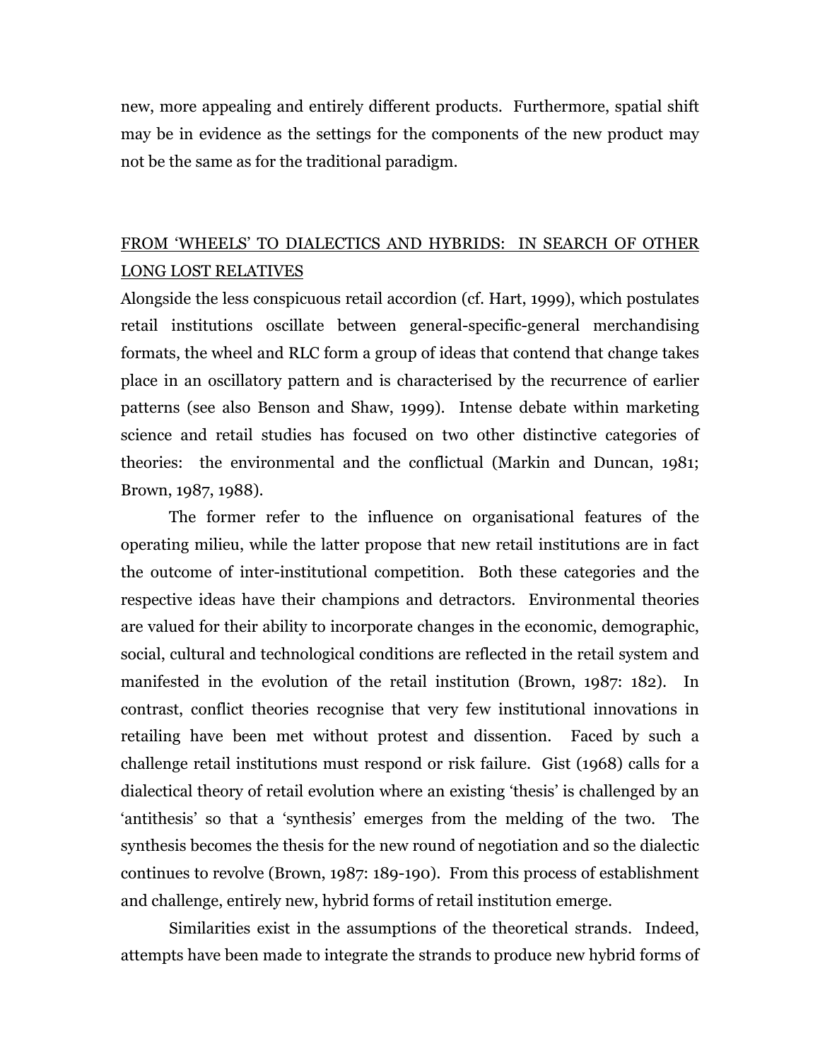new, more appealing and entirely different products. Furthermore, spatial shift may be in evidence as the settings for the components of the new product may not be the same as for the traditional paradigm.

## FROM 'WHEELS' TO DIALECTICS AND HYBRIDS: IN SEARCH OF OTHER LONG LOST RELATIVES

Alongside the less conspicuous retail accordion (cf. Hart, 1999), which postulates retail institutions oscillate between general-specific-general merchandising formats, the wheel and RLC form a group of ideas that contend that change takes place in an oscillatory pattern and is characterised by the recurrence of earlier patterns (see also Benson and Shaw, 1999). Intense debate within marketing science and retail studies has focused on two other distinctive categories of theories: the environmental and the conflictual (Markin and Duncan, 1981; Brown, 1987, 1988).

The former refer to the influence on organisational features of the operating milieu, while the latter propose that new retail institutions are in fact the outcome of inter-institutional competition. Both these categories and the respective ideas have their champions and detractors. Environmental theories are valued for their ability to incorporate changes in the economic, demographic, social, cultural and technological conditions are reflected in the retail system and manifested in the evolution of the retail institution (Brown, 1987: 182). In contrast, conflict theories recognise that very few institutional innovations in retailing have been met without protest and dissention. Faced by such a challenge retail institutions must respond or risk failure. Gist (1968) calls for a dialectical theory of retail evolution where an existing 'thesis' is challenged by an 'antithesis' so that a 'synthesis' emerges from the melding of the two. The synthesis becomes the thesis for the new round of negotiation and so the dialectic continues to revolve (Brown, 1987: 189-190). From this process of establishment and challenge, entirely new, hybrid forms of retail institution emerge.

Similarities exist in the assumptions of the theoretical strands. Indeed, attempts have been made to integrate the strands to produce new hybrid forms of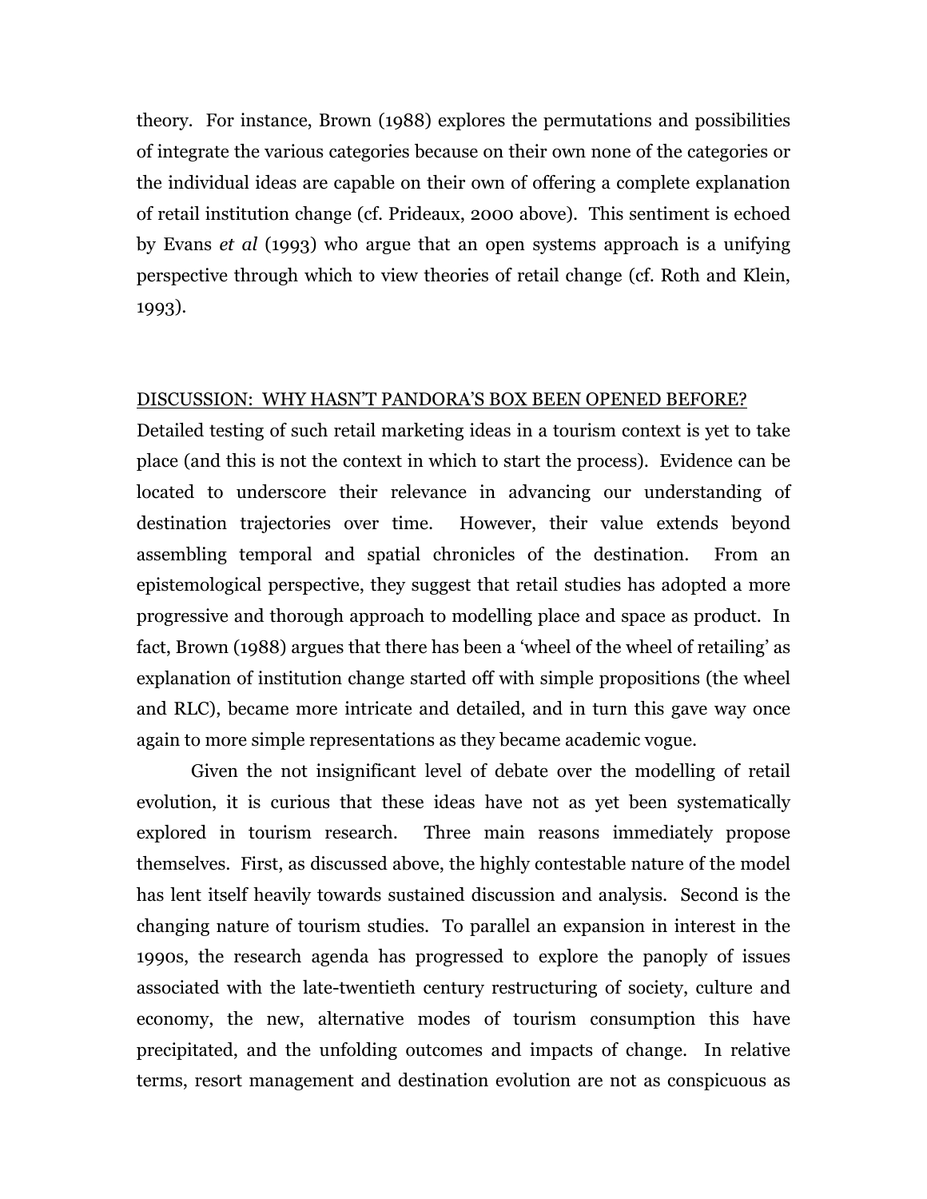theory. For instance, Brown (1988) explores the permutations and possibilities of integrate the various categories because on their own none of the categories or the individual ideas are capable on their own of offering a complete explanation of retail institution change (cf. Prideaux, 2000 above). This sentiment is echoed by Evans *et al* (1993) who argue that an open systems approach is a unifying perspective through which to view theories of retail change (cf. Roth and Klein, 1993).

## DISCUSSION: WHY HASN'T PANDORA'S BOX BEEN OPENED BEFORE?

Detailed testing of such retail marketing ideas in a tourism context is yet to take place (and this is not the context in which to start the process). Evidence can be located to underscore their relevance in advancing our understanding of destination trajectories over time. However, their value extends beyond assembling temporal and spatial chronicles of the destination. From an epistemological perspective, they suggest that retail studies has adopted a more progressive and thorough approach to modelling place and space as product. In fact, Brown (1988) argues that there has been a 'wheel of the wheel of retailing' as explanation of institution change started off with simple propositions (the wheel and RLC), became more intricate and detailed, and in turn this gave way once again to more simple representations as they became academic vogue.

Given the not insignificant level of debate over the modelling of retail evolution, it is curious that these ideas have not as yet been systematically explored in tourism research. Three main reasons immediately propose themselves. First, as discussed above, the highly contestable nature of the model has lent itself heavily towards sustained discussion and analysis. Second is the changing nature of tourism studies. To parallel an expansion in interest in the 1990s, the research agenda has progressed to explore the panoply of issues associated with the late-twentieth century restructuring of society, culture and economy, the new, alternative modes of tourism consumption this have precipitated, and the unfolding outcomes and impacts of change. In relative terms, resort management and destination evolution are not as conspicuous as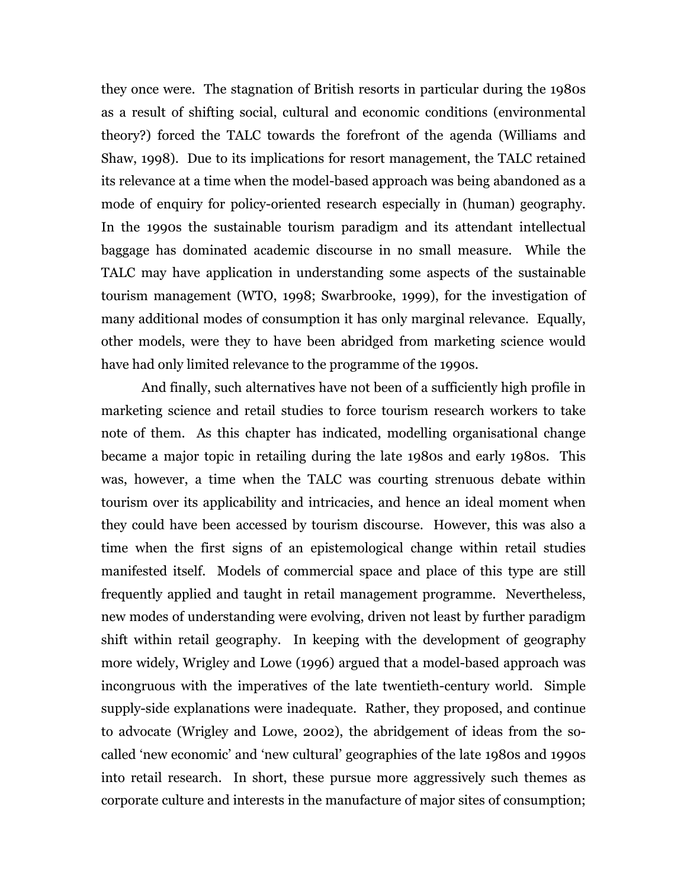they once were. The stagnation of British resorts in particular during the 1980s as a result of shifting social, cultural and economic conditions (environmental theory?) forced the TALC towards the forefront of the agenda (Williams and Shaw, 1998). Due to its implications for resort management, the TALC retained its relevance at a time when the model-based approach was being abandoned as a mode of enquiry for policy-oriented research especially in (human) geography. In the 1990s the sustainable tourism paradigm and its attendant intellectual baggage has dominated academic discourse in no small measure. While the TALC may have application in understanding some aspects of the sustainable tourism management (WTO, 1998; Swarbrooke, 1999), for the investigation of many additional modes of consumption it has only marginal relevance. Equally, other models, were they to have been abridged from marketing science would have had only limited relevance to the programme of the 1990s.

And finally, such alternatives have not been of a sufficiently high profile in marketing science and retail studies to force tourism research workers to take note of them. As this chapter has indicated, modelling organisational change became a major topic in retailing during the late 1980s and early 1980s. This was, however, a time when the TALC was courting strenuous debate within tourism over its applicability and intricacies, and hence an ideal moment when they could have been accessed by tourism discourse. However, this was also a time when the first signs of an epistemological change within retail studies manifested itself. Models of commercial space and place of this type are still frequently applied and taught in retail management programme. Nevertheless, new modes of understanding were evolving, driven not least by further paradigm shift within retail geography. In keeping with the development of geography more widely, Wrigley and Lowe (1996) argued that a model-based approach was incongruous with the imperatives of the late twentieth-century world. Simple supply-side explanations were inadequate. Rather, they proposed, and continue to advocate (Wrigley and Lowe, 2002), the abridgement of ideas from the so-called 'new economic' and 'new cultural' geographies of the late 1980s and 1990s into retail research. In short, these pursue more aggressively such themes as corporate culture and interests in the manufacture of major sites of consumption;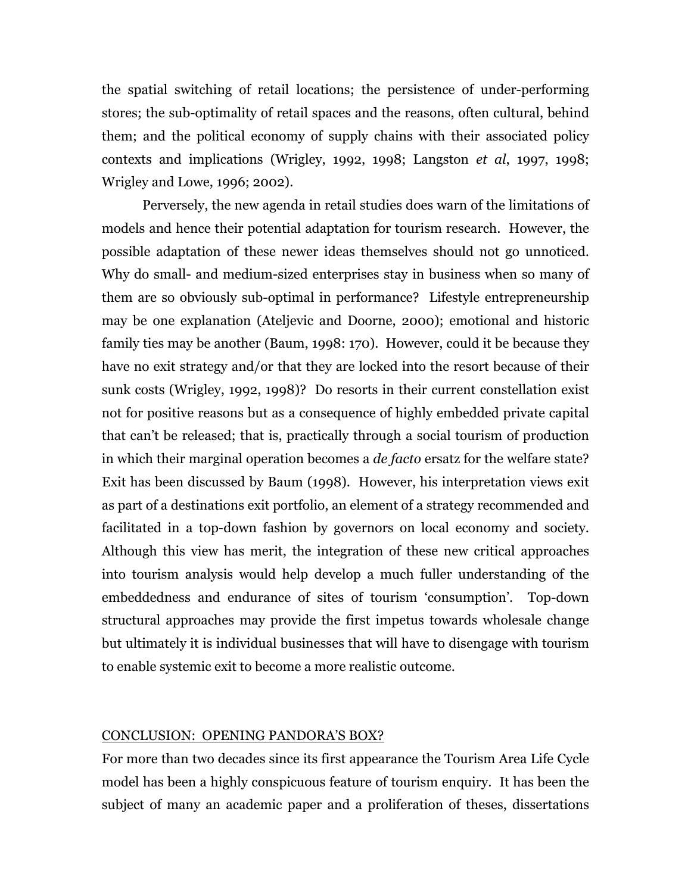the spatial switching of retail locations; the persistence of under-performing stores; the sub-optimality of retail spaces and the reasons, often cultural, behind them; and the political economy of supply chains with their associated policy contexts and implications (Wrigley, 1992, 1998; Langston *et al*, 1997, 1998; Wrigley and Lowe, 1996; 2002).

Perversely, the new agenda in retail studies does warn of the limitations of models and hence their potential adaptation for tourism research. However, the possible adaptation of these newer ideas themselves should not go unnoticed. Why do small- and medium-sized enterprises stay in business when so many of them are so obviously sub-optimal in performance? Lifestyle entrepreneurship may be one explanation (Ateljevic and Doorne, 2000); emotional and historic family ties may be another (Baum, 1998: 170). However, could it be because they have no exit strategy and/or that they are locked into the resort because of their sunk costs (Wrigley, 1992, 1998)? Do resorts in their current constellation exist not for positive reasons but as a consequence of highly embedded private capital that can't be released; that is, practically through a social tourism of production in which their marginal operation becomes a *de facto* ersatz for the welfare state? Exit has been discussed by Baum (1998). However, his interpretation views exit as part of a destinations exit portfolio, an element of a strategy recommended and facilitated in a top-down fashion by governors on local economy and society. Although this view has merit, the integration of these new critical approaches into tourism analysis would help develop a much fuller understanding of the embeddedness and endurance of sites of tourism 'consumption'. Top-down structural approaches may provide the first impetus towards wholesale change but ultimately it is individual businesses that will have to disengage with tourism to enable systemic exit to become a more realistic outcome.

## CONCLUSION: OPENING PANDORA'S BOX?

For more than two decades since its first appearance the Tourism Area Life Cycle model has been a highly conspicuous feature of tourism enquiry. It has been the subject of many an academic paper and a proliferation of theses, dissertations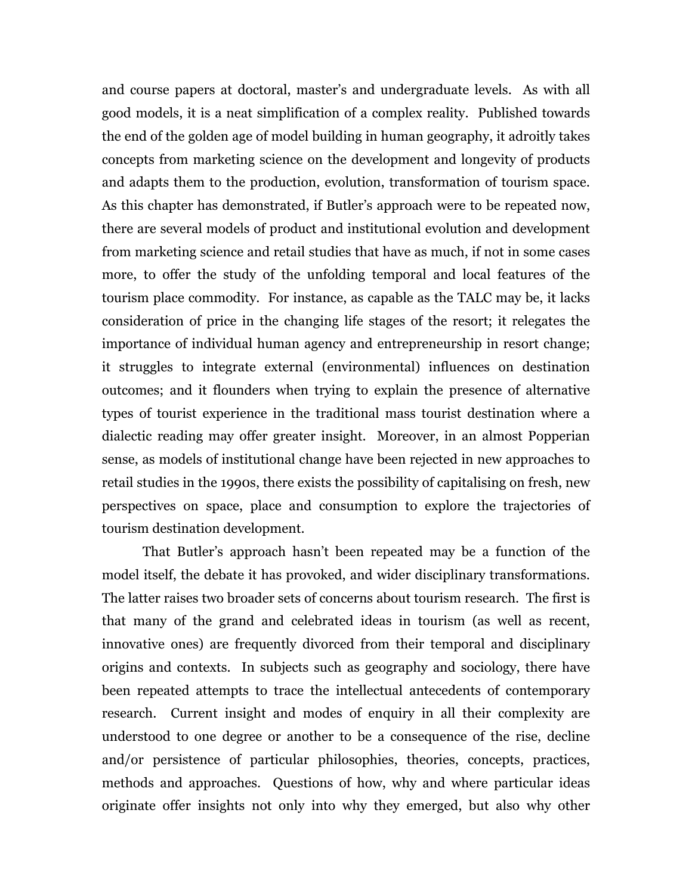and course papers at doctoral, master's and undergraduate levels. As with all good models, it is a neat simplification of a complex reality. Published towards the end of the golden age of model building in human geography, it adroitly takes concepts from marketing science on the development and longevity of products and adapts them to the production, evolution, transformation of tourism space. As this chapter has demonstrated, if Butler's approach were to be repeated now, there are several models of product and institutional evolution and development from marketing science and retail studies that have as much, if not in some cases more, to offer the study of the unfolding temporal and local features of the tourism place commodity. For instance, as capable as the TALC may be, it lacks consideration of price in the changing life stages of the resort; it relegates the importance of individual human agency and entrepreneurship in resort change; it struggles to integrate external (environmental) influences on destination outcomes; and it flounders when trying to explain the presence of alternative types of tourist experience in the traditional mass tourist destination where a dialectic reading may offer greater insight. Moreover, in an almost Popperian sense, as models of institutional change have been rejected in new approaches to retail studies in the 1990s, there exists the possibility of capitalising on fresh, new perspectives on space, place and consumption to explore the trajectories of tourism destination development.

That Butler's approach hasn't been repeated may be a function of the model itself, the debate it has provoked, and wider disciplinary transformations. The latter raises two broader sets of concerns about tourism research. The first is that many of the grand and celebrated ideas in tourism (as well as recent, innovative ones) are frequently divorced from their temporal and disciplinary origins and contexts. In subjects such as geography and sociology, there have been repeated attempts to trace the intellectual antecedents of contemporary research. Current insight and modes of enquiry in all their complexity are understood to one degree or another to be a consequence of the rise, decline and/or persistence of particular philosophies, theories, concepts, practices, methods and approaches. Questions of how, why and where particular ideas originate offer insights not only into why they emerged, but also why other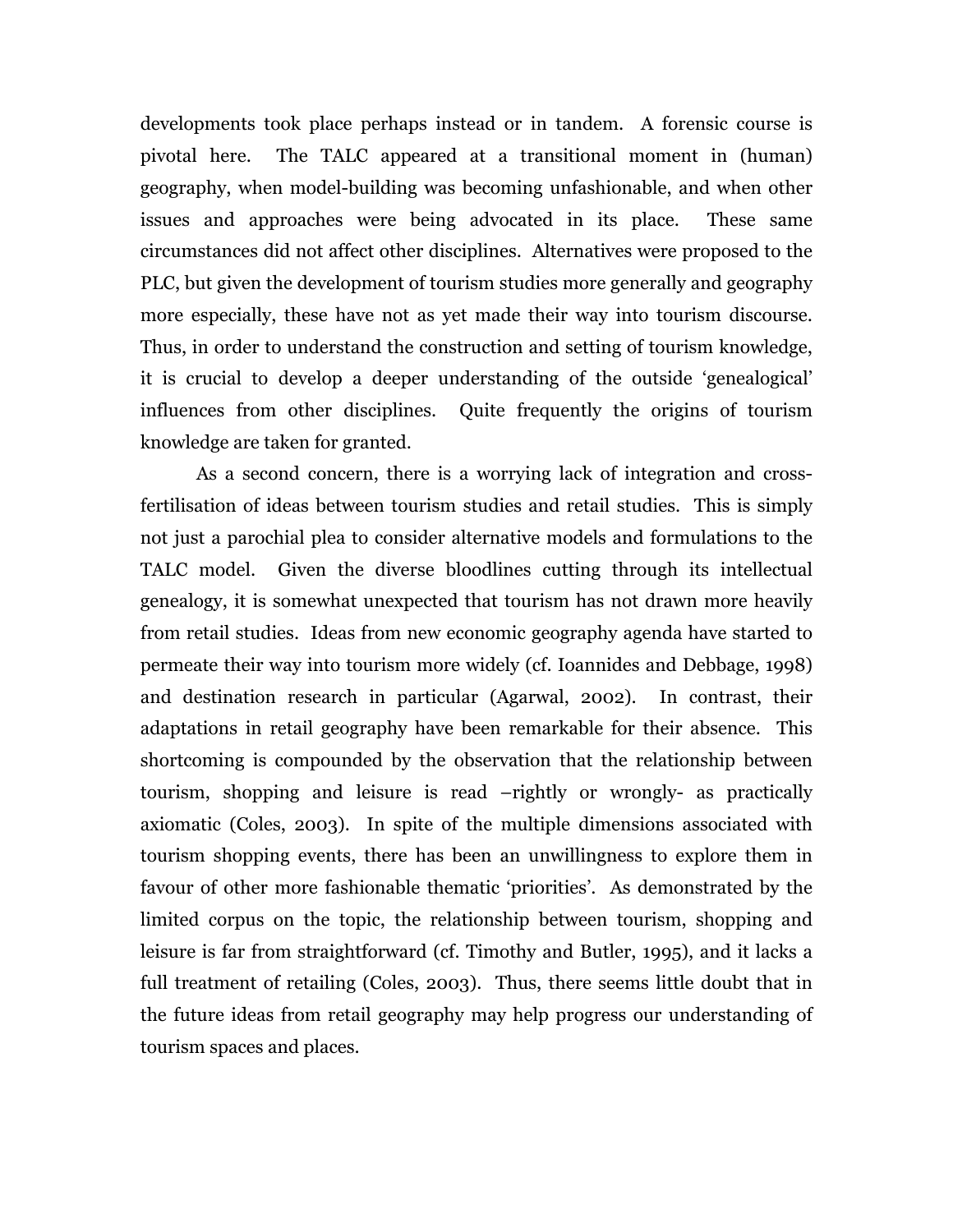developments took place perhaps instead or in tandem. A forensic course is pivotal here. The TALC appeared at a transitional moment in (human) geography, when model-building was becoming unfashionable, and when other issues and approaches were being advocated in its place. These same circumstances did not affect other disciplines. Alternatives were proposed to the PLC, but given the development of tourism studies more generally and geography more especially, these have not as yet made their way into tourism discourse. Thus, in order to understand the construction and setting of tourism knowledge, it is crucial to develop a deeper understanding of the outside 'genealogical' influences from other disciplines. Quite frequently the origins of tourism knowledge are taken for granted.

As a second concern, there is a worrying lack of integration and cross-fertilisation of ideas between tourism studies and retail studies. This is simply not just a parochial plea to consider alternative models and formulations to the TALC model. Given the diverse bloodlines cutting through its intellectual genealogy, it is somewhat unexpected that tourism has not drawn more heavily from retail studies. Ideas from new economic geography agenda have started to permeate their way into tourism more widely (cf. Ioannides and Debbage, 1998) and destination research in particular (Agarwal, 2002). In contrast, their adaptations in retail geography have been remarkable for their absence. This shortcoming is compounded by the observation that the relationship between tourism, shopping and leisure is read –rightly or wrongly- as practically axiomatic (Coles, 2003). In spite of the multiple dimensions associated with tourism shopping events, there has been an unwillingness to explore them in favour of other more fashionable thematic 'priorities'. As demonstrated by the limited corpus on the topic, the relationship between tourism, shopping and leisure is far from straightforward (cf. Timothy and Butler, 1995), and it lacks a full treatment of retailing (Coles, 2003). Thus, there seems little doubt that in the future ideas from retail geography may help progress our understanding of tourism spaces and places.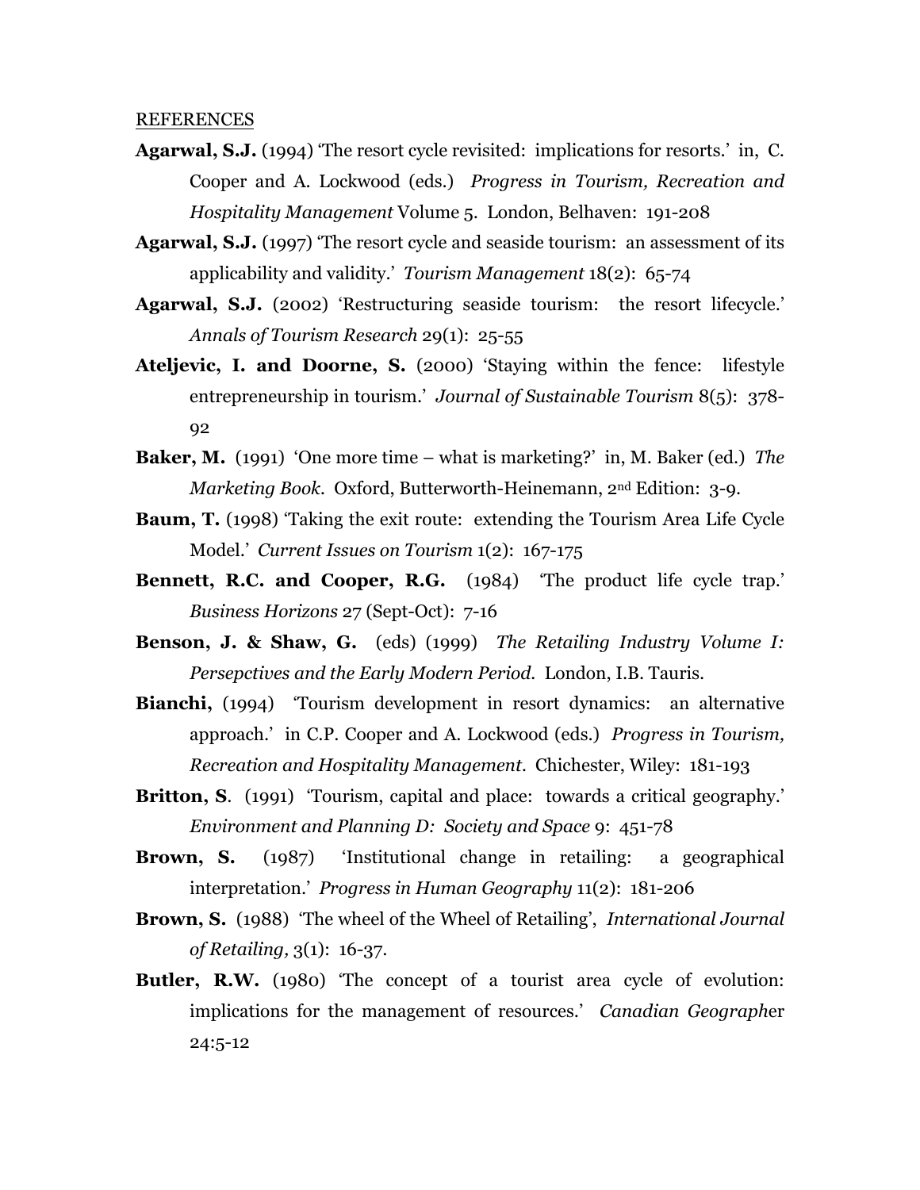<u>REFERENCES</u>

**Agarwal, S.J.** (1994) 'The resort cycle revisited: implications for resorts.' in, C. Cooper and A. Lockwood (eds.) *Progress in Tourism, Recreation and Hospitality Management* Volume 5. London, Belhaven: 191-208

**Agarwal, S.J.** (1997) 'The resort cycle and seaside tourism: an assessment of its applicability and validity.' *Tourism Management* 18(2): 65-74

**Agarwal, S.J.** (2002) 'Restructuring seaside tourism: the resort lifecycle.' *Annals of Tourism Research* 29(1): 25-55

**Ateljevic, I. and Doorne, S.** (2000) 'Staying within the fence: lifestyle entrepreneurship in tourism.' *Journal of Sustainable Tourism* 8(5): 378-92

**Baker, M.** (1991) 'One more time – what is marketing?' in, M. Baker (ed.) *The Marketing Book*. Oxford, Butterworth-Heinemann, 2nd Edition: 3-9.

**Baum, T.** (1998) 'Taking the exit route: extending the Tourism Area Life Cycle Model.' *Current Issues on Tourism* 1(2): 167-175

**Bennett, R.C. and Cooper, R.G.** (1984) 'The product life cycle trap.' *Business Horizons* 27 (Sept-Oct): 7-16

**Benson, J. & Shaw, G.** (eds) (1999) *The Retailing Industry Volume I: Persepctives and the Early Modern Period*. London, I.B. Tauris.

**Bianchi,** (1994) 'Tourism development in resort dynamics: an alternative approach.' in C.P. Cooper and A. Lockwood (eds.) *Progress in Tourism, Recreation and Hospitality Management*. Chichester, Wiley: 181-193

**Britton, S**. (1991) 'Tourism, capital and place: towards a critical geography.' *Environment and Planning D: Society and Space* 9: 451-78

**Brown, S.** (1987) 'Institutional change in retailing: a geographical interpretation.' *Progress in Human Geography* 11(2): 181-206

**Brown, S.** (1988) 'The wheel of the Wheel of Retailing', *International Journal of Retailing,* 3(1): 16-37.

**Butler, R.W.** (1980) 'The concept of a tourist area cycle of evolution: implications for the management of resources.' *Canadian Geograph*er 24:5-12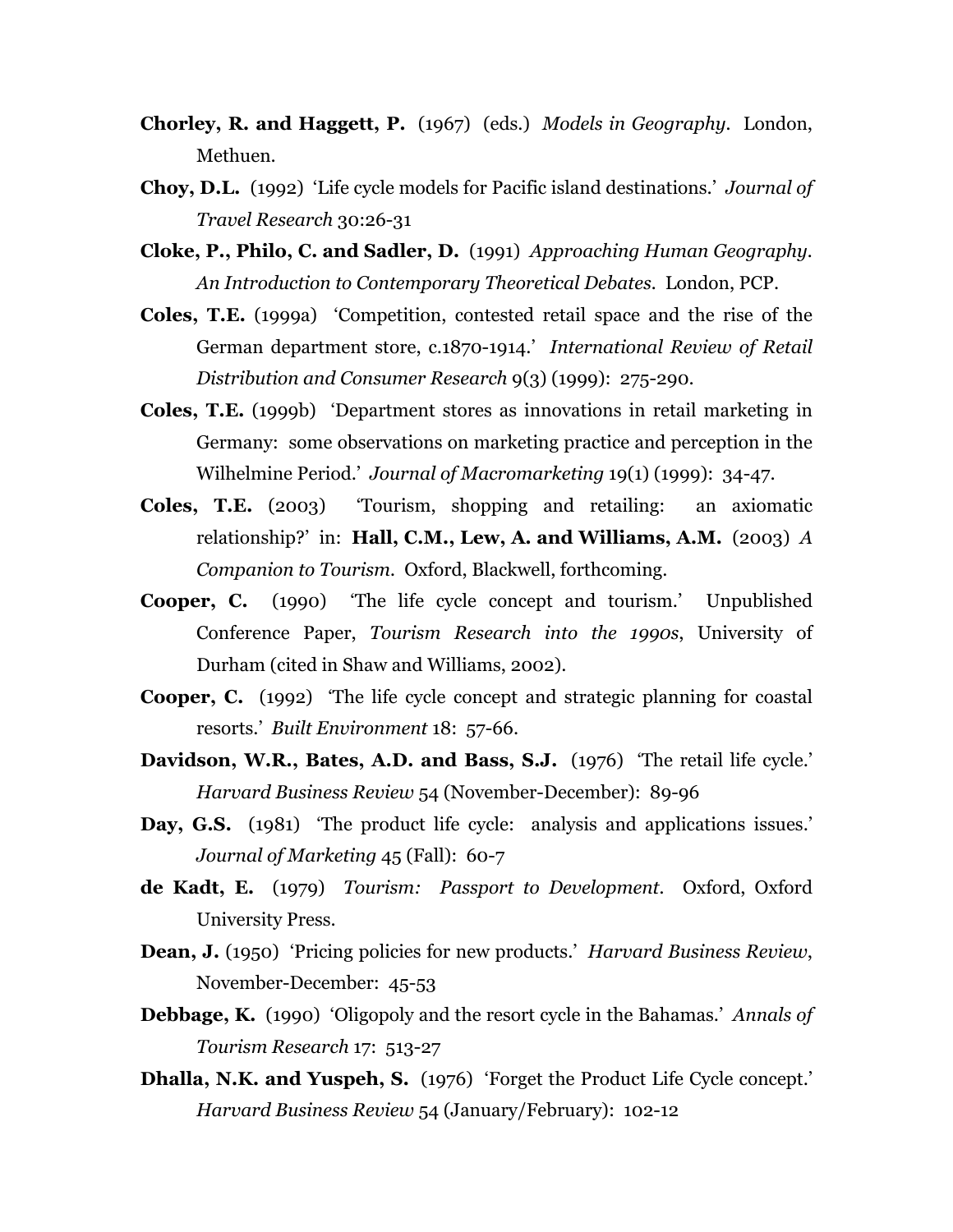**Chorley, R. and Haggett, P.** (1967) (eds.) *Models in Geography*. London, Methuen.

**Choy, D.L.** (1992) 'Life cycle models for Pacific island destinations.' *Journal of Travel Research* 30:26-31

**Cloke, P., Philo, C. and Sadler, D.** (1991) *Approaching Human Geography. An Introduction to Contemporary Theoretical Debates*. London, PCP.

**Coles, T.E.** (1999a) 'Competition, contested retail space and the rise of the German department store, c.1870-1914.' *International Review of Retail Distribution and Consumer Research* 9(3) (1999): 275-290.

**Coles, T.E.** (1999b) 'Department stores as innovations in retail marketing in Germany: some observations on marketing practice and perception in the Wilhelmine Period.' *Journal of Macromarketing* 19(1) (1999): 34-47.

**Coles, T.E.** (2003) 'Tourism, shopping and retailing: an axiomatic relationship?' in: **Hall, C.M., Lew, A. and Williams, A.M.** (2003) *A Companion to Tourism*. Oxford, Blackwell, forthcoming.

**Cooper, C.** (1990) 'The life cycle concept and tourism.' Unpublished Conference Paper, *Tourism Research into the 1990s*, University of Durham (cited in Shaw and Williams, 2002).

**Cooper, C.** (1992) 'The life cycle concept and strategic planning for coastal resorts.' *Built Environment* 18: 57-66.

**Davidson, W.R., Bates, A.D. and Bass, S.J.** (1976) 'The retail life cycle.' *Harvard Business Review* 54 (November-December): 89-96

**Day, G.S.** (1981) 'The product life cycle: analysis and applications issues.' *Journal of Marketing* 45 (Fall): 60-7

**de Kadt, E.** (1979) *Tourism: Passport to Development*. Oxford, Oxford University Press.

**Dean, J.** (1950) 'Pricing policies for new products.' *Harvard Business Review*, November-December: 45-53

**Debbage, K.** (1990) 'Oligopoly and the resort cycle in the Bahamas.' *Annals of Tourism Research* 17: 513-27

**Dhalla, N.K. and Yuspeh, S.** (1976) 'Forget the Product Life Cycle concept.' *Harvard Business Review* 54 (January/February): 102-12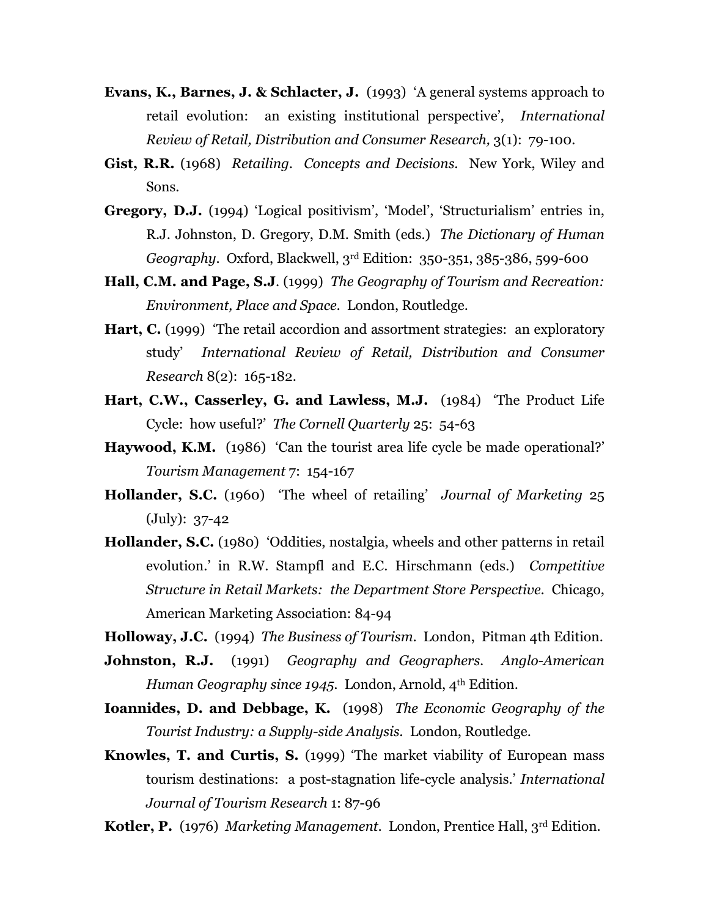**Evans, K., Barnes, J. & Schlacter, J.** (1993) 'A general systems approach to retail evolution: an existing institutional perspective', *International Review of Retail, Distribution and Consumer Research,* 3(1): 79-100.

**Gist, R.R.** (1968) *Retailing. Concepts and Decisions.* New York, Wiley and Sons.

**Gregory, D.J.** (1994) 'Logical positivism', 'Model', 'Structurialism' entries in, R.J. Johnston, D. Gregory, D.M. Smith (eds.) *The Dictionary of Human Geography.* Oxford, Blackwell, 3rd Edition: 350-351, 385-386, 599-600

**Hall, C.M. and Page, S.J**. (1999) *The Geography of Tourism and Recreation: Environment, Place and Space.* London, Routledge.

**Hart, C.** (1999) 'The retail accordion and assortment strategies: an exploratory study' *International Review of Retail, Distribution and Consumer Research* 8(2): 165-182.

**Hart, C.W., Casserley, G. and Lawless, M.J.** (1984) 'The Product Life Cycle: how useful?' *The Cornell Quarterly* 25: 54-63

**Haywood, K.M.** (1986) 'Can the tourist area life cycle be made operational?' *Tourism Management* 7: 154-167

**Hollander, S.C.** (1960) 'The wheel of retailing' *Journal of Marketing* 25 (July): 37-42

**Hollander, S.C.** (1980) 'Oddities, nostalgia, wheels and other patterns in retail evolution.' in R.W. Stampfl and E.C. Hirschmann (eds.) *Competitive Structure in Retail Markets: the Department Store Perspective.* Chicago, American Marketing Association: 84-94

**Holloway, J.C.** (1994) *The Business of Tourism.* London, Pitman 4th Edition.

**Johnston, R.J.** (1991) *Geography and Geographers. Anglo-American Human Geography since 1945.* London, Arnold, 4th Edition.

**Ioannides, D. and Debbage, K.** (1998) *The Economic Geography of the Tourist Industry: a Supply-side Analysis.* London, Routledge.

**Knowles, T. and Curtis, S.** (1999) 'The market viability of European mass tourism destinations: a post-stagnation life-cycle analysis.' *International Journal of Tourism Research* 1: 87-96

**Kotler, P.** (1976) *Marketing Management.* London, Prentice Hall, 3rd Edition.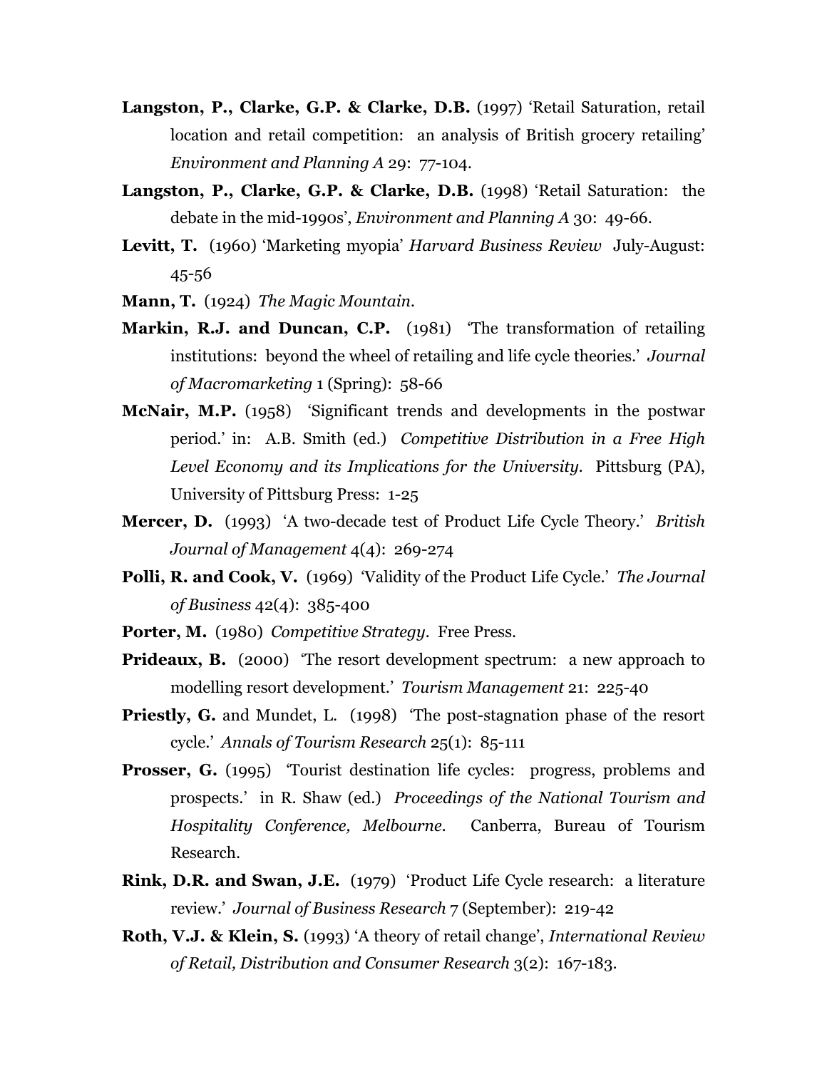**Langston, P., Clarke, G.P. & Clarke, D.B.** (1997) 'Retail Saturation, retail location and retail competition: an analysis of British grocery retailing' *Environment and Planning A* 29: 77-104.

**Langston, P., Clarke, G.P. & Clarke, D.B.** (1998) 'Retail Saturation: the debate in the mid-1990s', *Environment and Planning A* 30: 49-66.

**Levitt, T.** (1960) 'Marketing myopia' *Harvard Business Review* July-August: 45-56

**Mann, T.** (1924) *The Magic Mountain*.

**Markin, R.J. and Duncan, C.P.** (1981) 'The transformation of retailing institutions: beyond the wheel of retailing and life cycle theories.' *Journal of Macromarketing* 1 (Spring): 58-66

**McNair, M.P.** (1958) 'Significant trends and developments in the postwar period.' in: A.B. Smith (ed.) *Competitive Distribution in a Free High Level Economy and its Implications for the University*. Pittsburg (PA), University of Pittsburg Press: 1-25

**Mercer, D.** (1993) 'A two-decade test of Product Life Cycle Theory.' *British Journal of Management* 4(4): 269-274

**Polli, R. and Cook, V.** (1969) 'Validity of the Product Life Cycle.' *The Journal of Business* 42(4): 385-400

**Porter, M.** (1980) *Competitive Strategy*. Free Press.

**Prideaux, B.** (2000) 'The resort development spectrum: a new approach to modelling resort development.' *Tourism Management* 21: 225-40

**Priestly, G.** and Mundet, L. (1998) 'The post-stagnation phase of the resort cycle.' *Annals of Tourism Research* 25(1): 85-111

**Prosser, G.** (1995) 'Tourist destination life cycles: progress, problems and prospects.' in R. Shaw (ed.) *Proceedings of the National Tourism and Hospitality Conference, Melbourne*. Canberra, Bureau of Tourism Research.

**Rink, D.R. and Swan, J.E.** (1979) 'Product Life Cycle research: a literature review.' *Journal of Business Research* 7 (September): 219-42

**Roth, V.J. & Klein, S.** (1993) 'A theory of retail change', *International Review of Retail, Distribution and Consumer Research* 3(2): 167-183.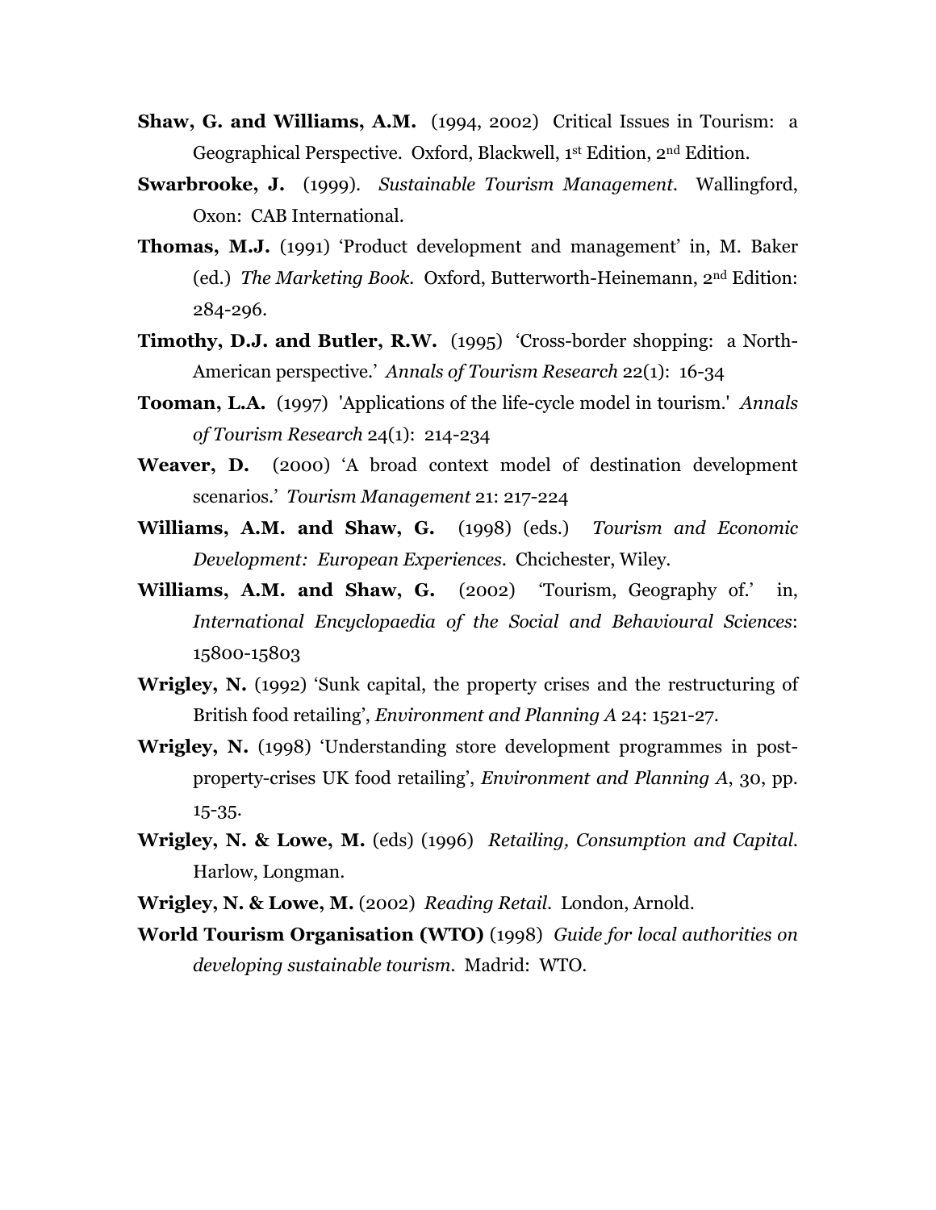**Shaw, G. and Williams, A.M.** (1994, 2002) Critical Issues in Tourism: a Geographical Perspective. Oxford, Blackwell, 1st Edition, 2nd Edition.

**Swarbrooke, J.** (1999). *Sustainable Tourism Management.* Wallingford, Oxon: CAB International.

**Thomas, M.J.** (1991) 'Product development and management' in, M. Baker (ed.) *The Marketing Book.* Oxford, Butterworth-Heinemann, 2nd Edition: 284-296.

**Timothy, D.J. and Butler, R.W.** (1995) 'Cross-border shopping: a North-American perspective.' *Annals of Tourism Research* 22(1): 16-34

**Tooman, L.A.** (1997) 'Applications of the life-cycle model in tourism.' *Annals of Tourism Research* 24(1): 214-234

**Weaver, D.** (2000) 'A broad context model of destination development scenarios.' *Tourism Management* 21: 217-224

**Williams, A.M. and Shaw, G.** (1998) (eds.) *Tourism and Economic Development: European Experiences*. Chcichester, Wiley.

**Williams, A.M. and Shaw, G.** (2002) 'Tourism, Geography of.' in, *International Encyclopaedia of the Social and Behavioural Sciences*: 15800-15803

**Wrigley, N.** (1992) 'Sunk capital, the property crises and the restructuring of British food retailing', *Environment and Planning A* 24: 1521-27.

**Wrigley, N.** (1998) 'Understanding store development programmes in post-property-crises UK food retailing', *Environment and Planning A*, 30, pp. 15-35.

**Wrigley, N. & Lowe, M.** (eds) (1996) *Retailing, Consumption and Capital.* Harlow, Longman.

**Wrigley, N. & Lowe, M.** (2002) *Reading Retail*. London, Arnold.

**World Tourism Organisation (WTO)** (1998) *Guide for local authorities on developing sustainable tourism.* Madrid: WTO.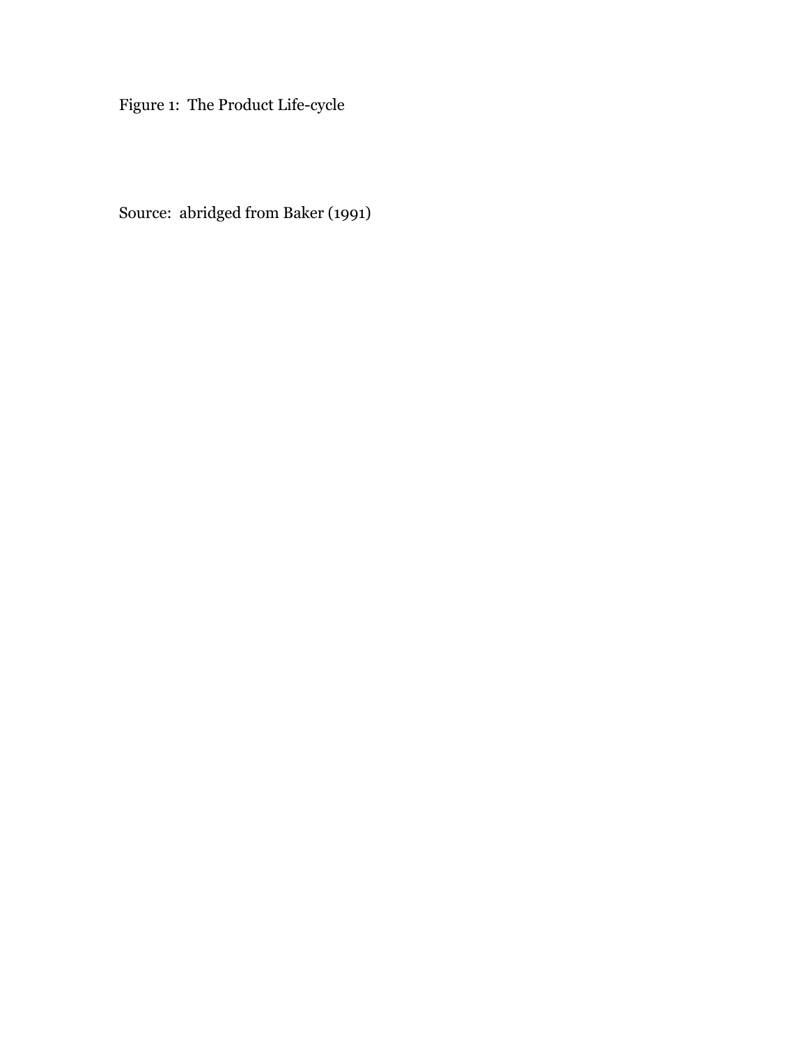Figure 1: The Product Life-cycle

Source: abridged from Baker (1991)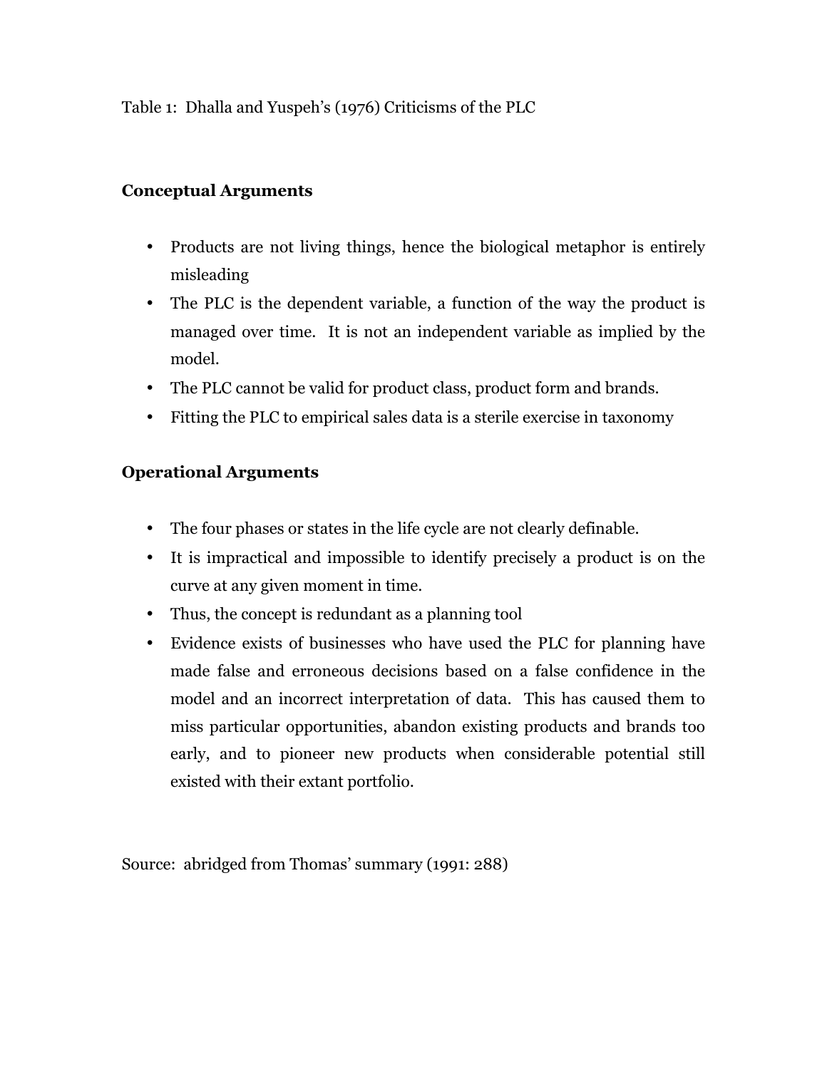Table 1: Dhalla and Yuspeh's (1976) Criticisms of the PLC

**Conceptual Arguments**

- Products are not living things, hence the biological metaphor is entirely misleading
- The PLC is the dependent variable, a function of the way the product is managed over time. It is not an independent variable as implied by the model.
- The PLC cannot be valid for product class, product form and brands.
- Fitting the PLC to empirical sales data is a sterile exercise in taxonomy

**Operational Arguments**

- The four phases or states in the life cycle are not clearly definable.
- It is impractical and impossible to identify precisely a product is on the curve at any given moment in time.
- Thus, the concept is redundant as a planning tool
- Evidence exists of businesses who have used the PLC for planning have made false and erroneous decisions based on a false confidence in the model and an incorrect interpretation of data. This has caused them to miss particular opportunities, abandon existing products and brands too early, and to pioneer new products when considerable potential still existed with their extant portfolio.

Source: abridged from Thomas' summary (1991: 288)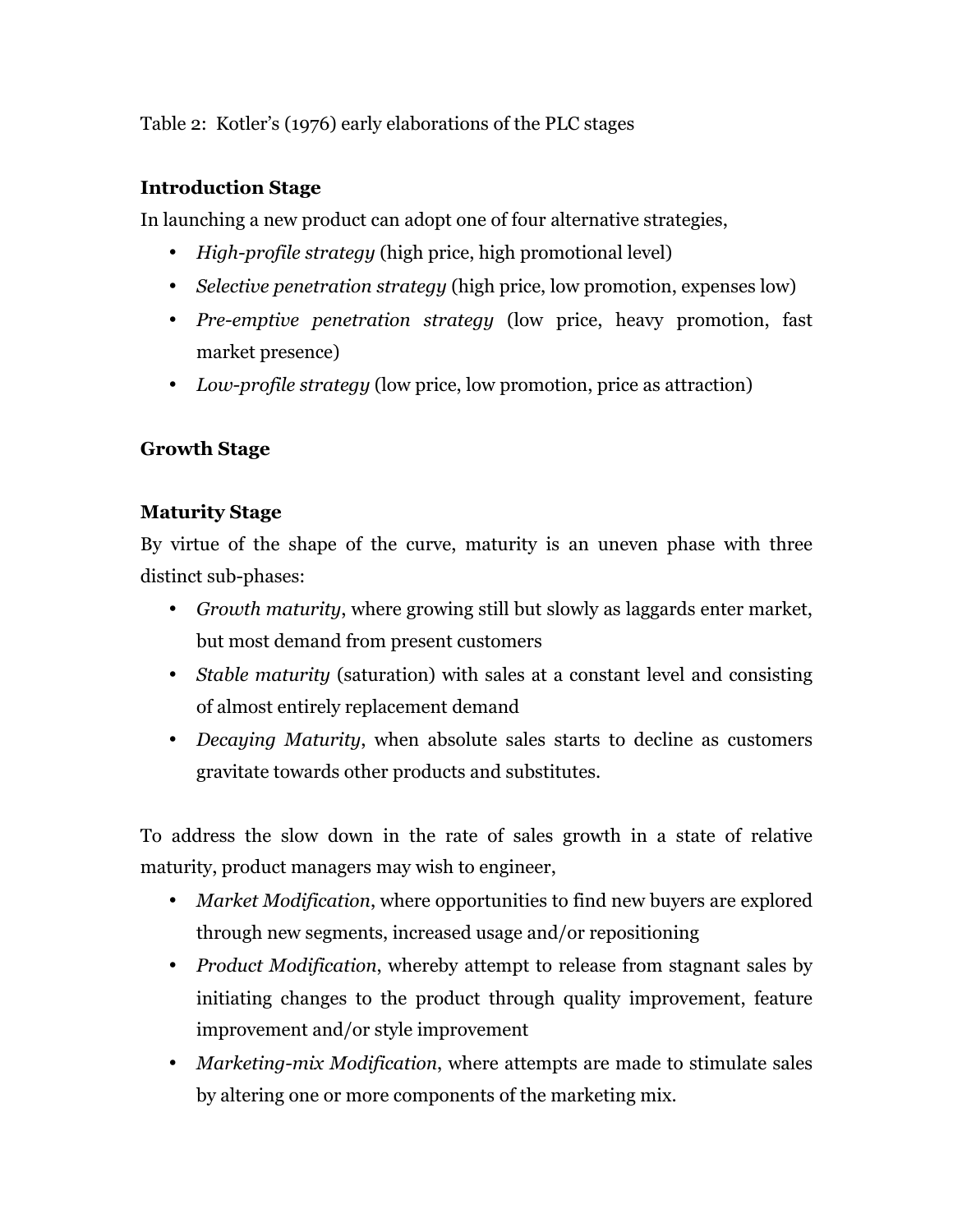Table 2: Kotler's (1976) early elaborations of the PLC stages

**Introduction Stage**

In launching a new product can adopt one of four alternative strategies,

- *High-profile strategy* (high price, high promotional level)
- *Selective penetration strategy* (high price, low promotion, expenses low)
- *Pre-emptive penetration strategy* (low price, heavy promotion, fast market presence)
- *Low-profile strategy* (low price, low promotion, price as attraction)

**Growth Stage**

**Maturity Stage**

By virtue of the shape of the curve, maturity is an uneven phase with three distinct sub-phases:

- *Growth maturity*, where growing still but slowly as laggards enter market, but most demand from present customers
- *Stable maturity* (saturation) with sales at a constant level and consisting of almost entirely replacement demand
- *Decaying Maturity*, when absolute sales starts to decline as customers gravitate towards other products and substitutes.

To address the slow down in the rate of sales growth in a state of relative maturity, product managers may wish to engineer,

- *Market Modification*, where opportunities to find new buyers are explored through new segments, increased usage and/or repositioning
- *Product Modification*, whereby attempt to release from stagnant sales by initiating changes to the product through quality improvement, feature improvement and/or style improvement
- *Marketing-mix Modification*, where attempts are made to stimulate sales by altering one or more components of the marketing mix.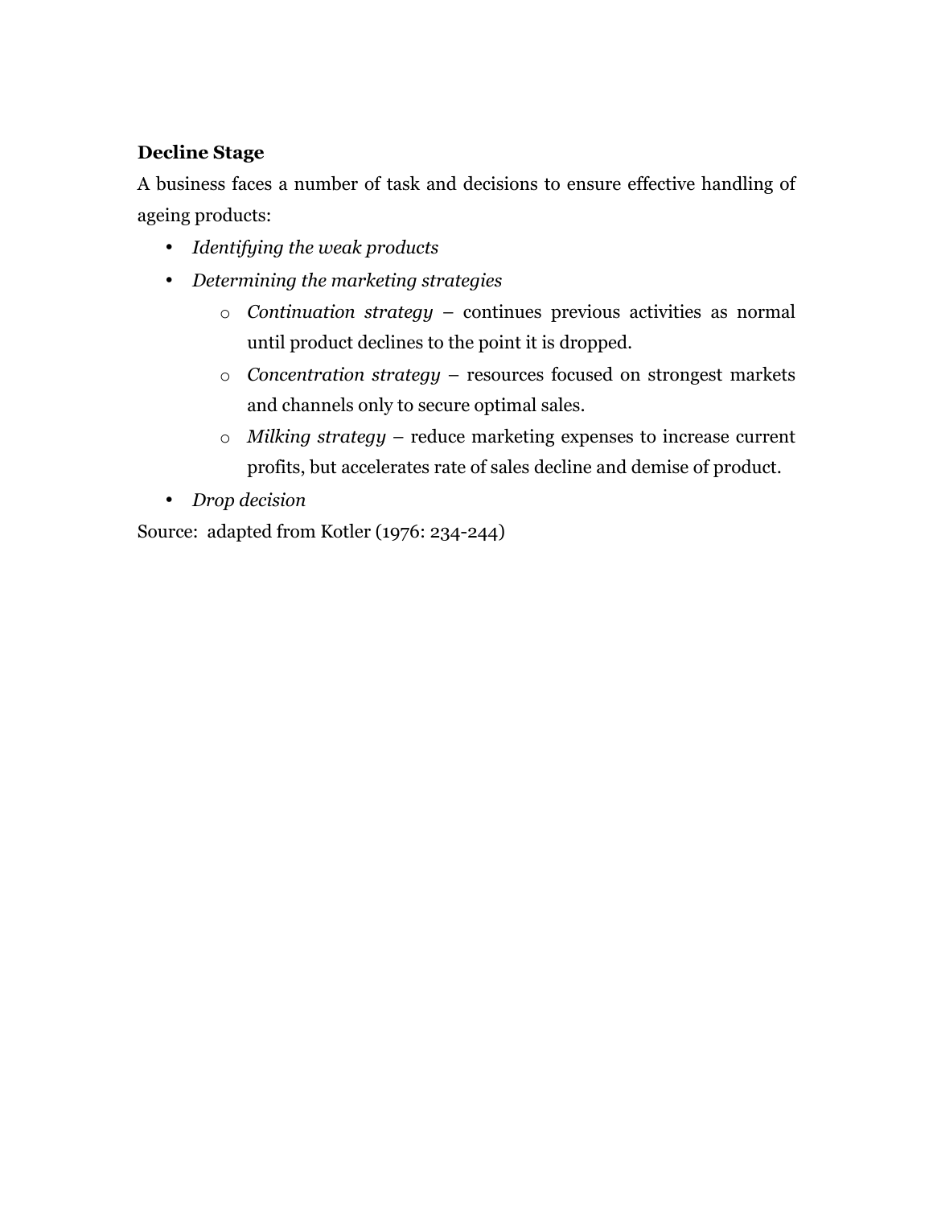**Decline Stage**

A business faces a number of task and decisions to ensure effective handling of ageing products:

- *Identifying the weak products*
- *Determining the marketing strategies*
    - *Continuation strategy* – continues previous activities as normal until product declines to the point it is dropped.
    - *Concentration strategy* – resources focused on strongest markets and channels only to secure optimal sales.
    - *Milking strategy* – reduce marketing expenses to increase current profits, but accelerates rate of sales decline and demise of product.
- *Drop decision*

Source: adapted from Kotler (1976: 234-244)